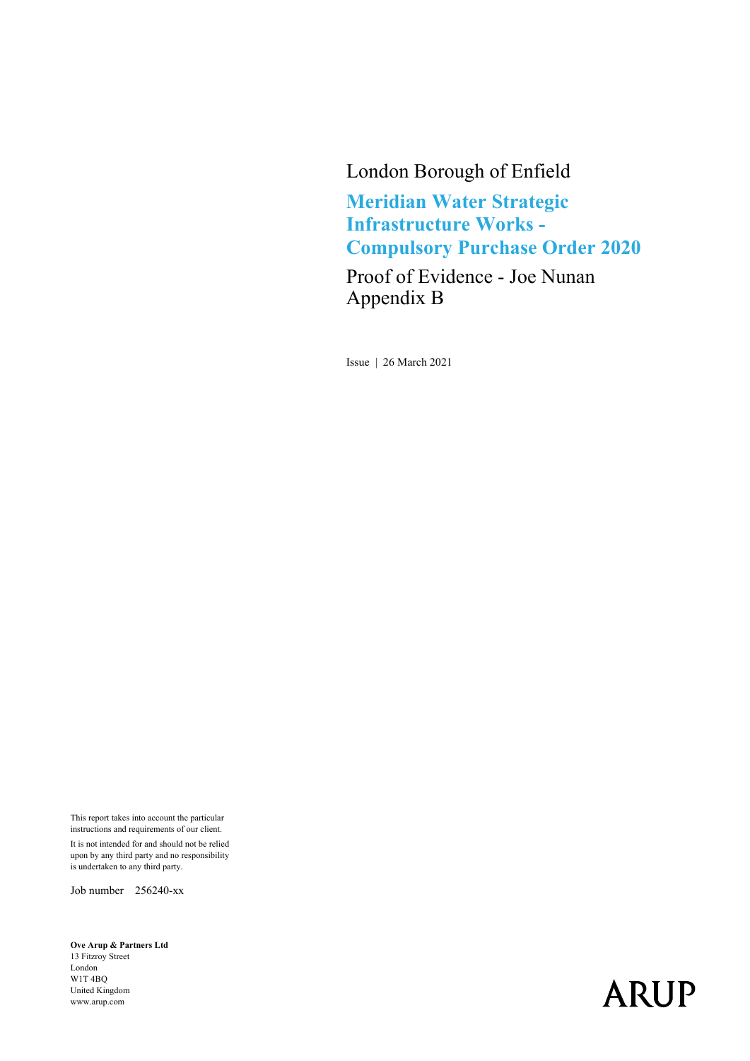London Borough of Enfield

# Meridian Water Strategic Infrastructure Works - Compulsory Purchase Order 2020

Proof of Evidence - Joe Nunan
Appendix B

Issue | 26 March 2021

This report takes into account the particular instructions and requirements of our client.

It is not intended for and should not be relied upon by any third party and no responsibility is undertaken to any third party.

Job number 256240-xx

**Ove Arup & Partners Ltd**
13 Fitzroy Street
London
W1T 4BQ
United Kingdom
www.arup.com

ARUP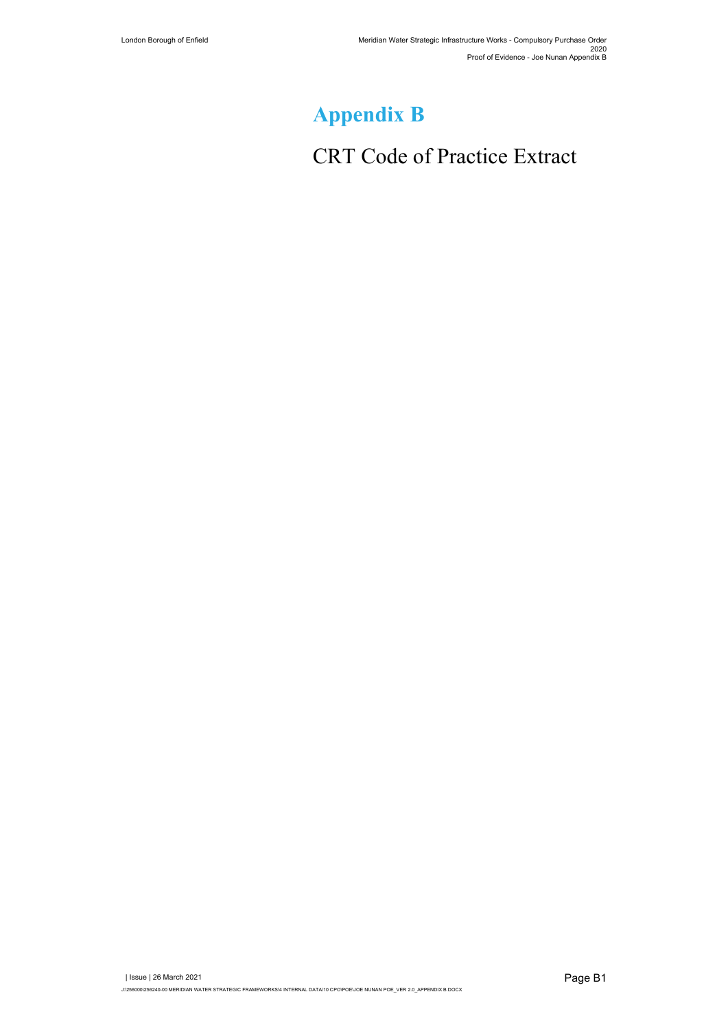# Appendix B

CRT Code of Practice Extract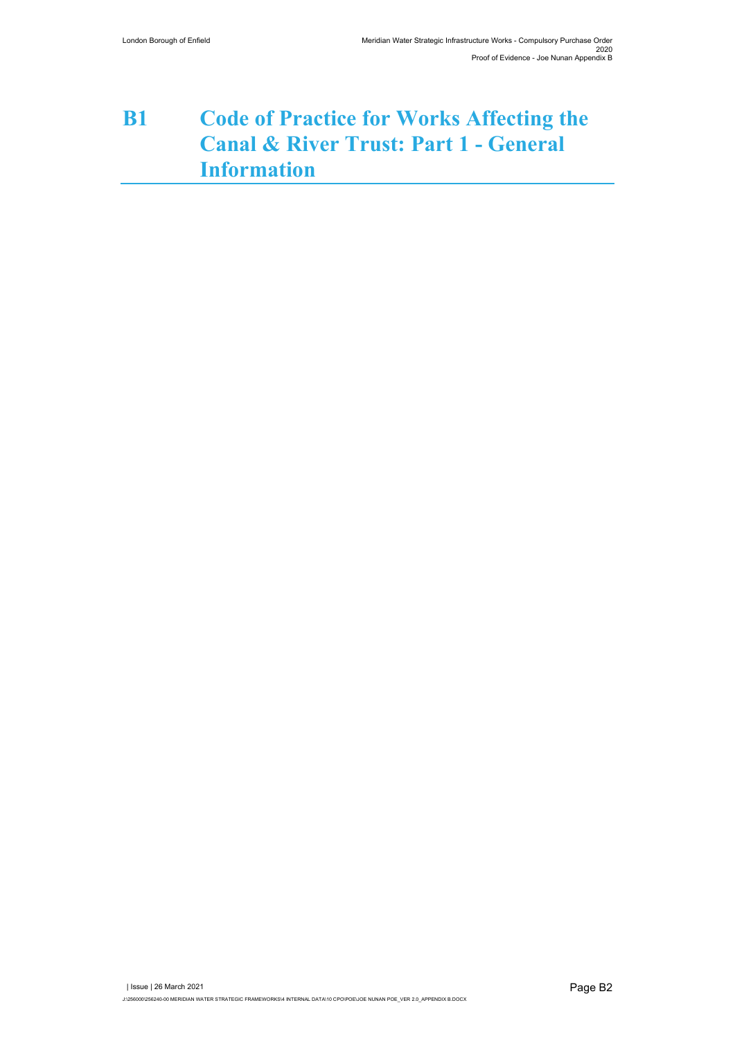# B1 Code of Practice for Works Affecting the Canal & River Trust: Part 1 - General Information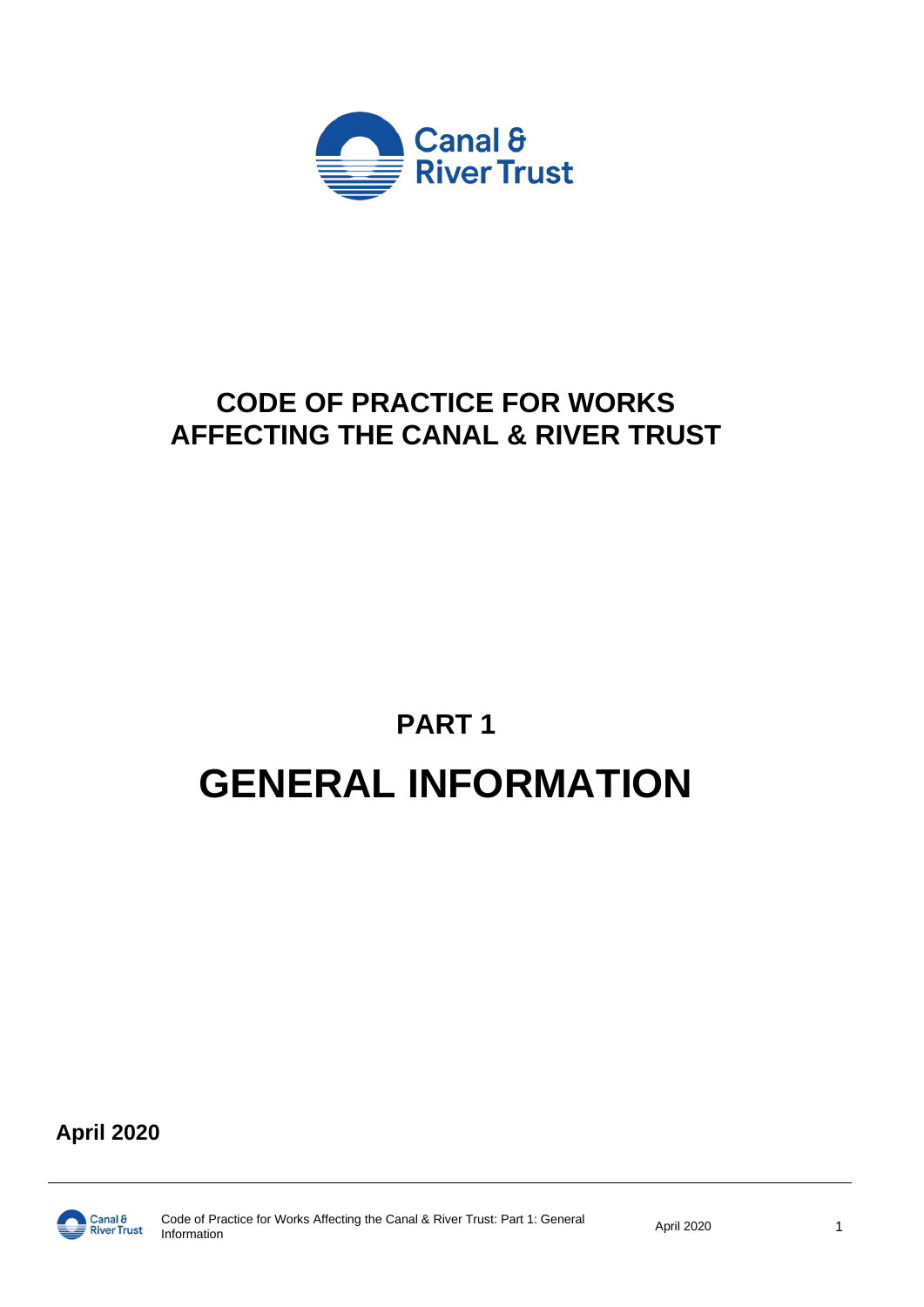# CODE OF PRACTICE FOR WORKS AFFECTING THE CANAL & RIVER TRUST

## PART 1

# GENERAL INFORMATION

**April 2020**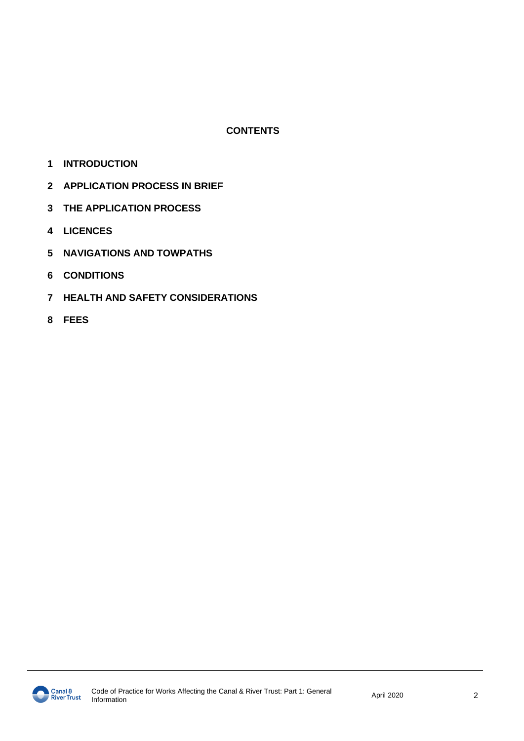**CONTENTS**

1 **INTRODUCTION**

2 **APPLICATION PROCESS IN BRIEF**

3 **THE APPLICATION PROCESS**

4 **LICENCES**

5 **NAVIGATIONS AND TOWPATHS**

6 **CONDITIONS**

7 **HEALTH AND SAFETY CONSIDERATIONS**

8 **FEES**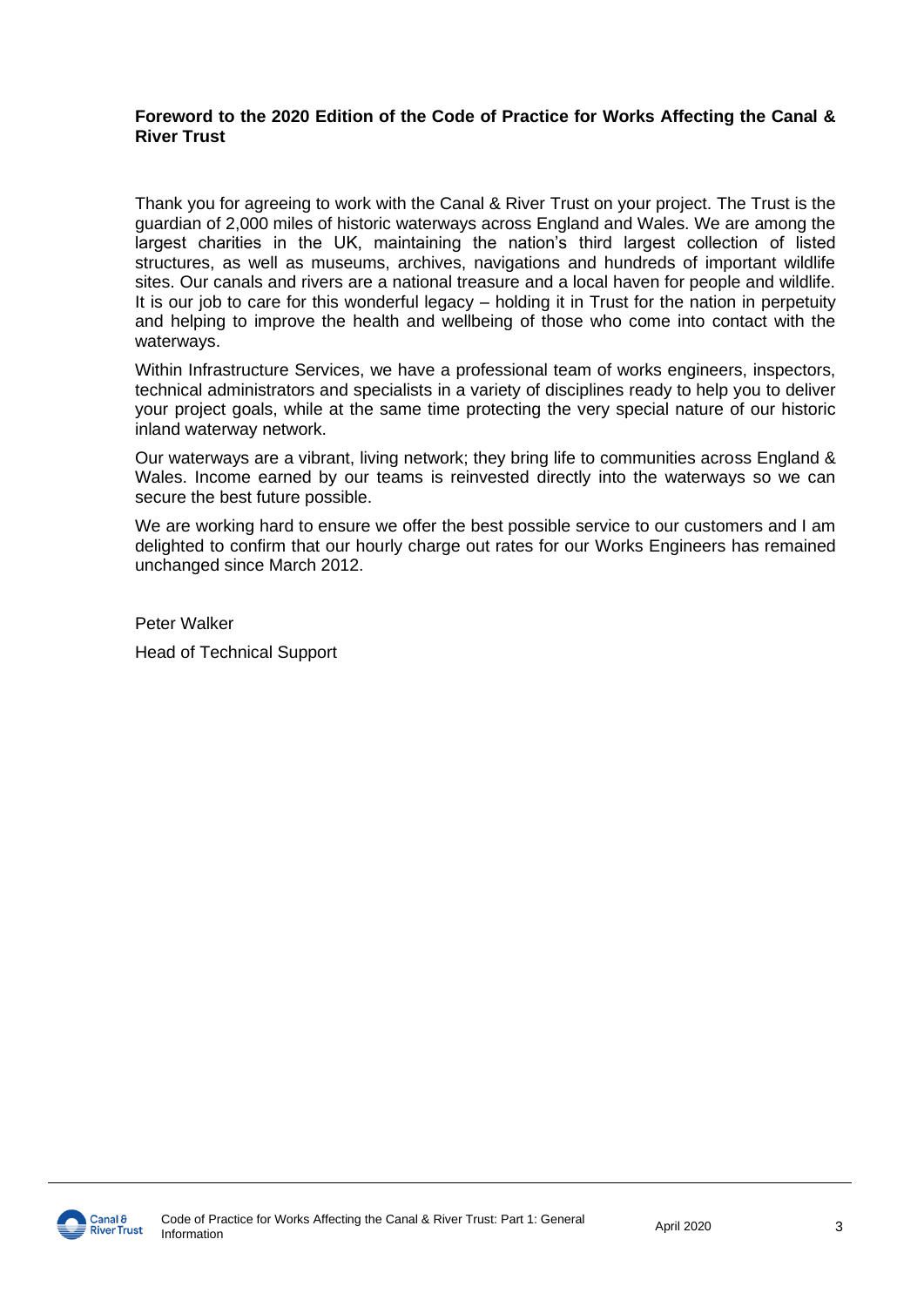**Foreword to the 2020 Edition of the Code of Practice for Works Affecting the Canal & River Trust**

Thank you for agreeing to work with the Canal & River Trust on your project. The Trust is the guardian of 2,000 miles of historic waterways across England and Wales. We are among the largest charities in the UK, maintaining the nation's third largest collection of listed structures, as well as museums, archives, navigations and hundreds of important wildlife sites. Our canals and rivers are a national treasure and a local haven for people and wildlife. It is our job to care for this wonderful legacy – holding it in Trust for the nation in perpetuity and helping to improve the health and wellbeing of those who come into contact with the waterways.

Within Infrastructure Services, we have a professional team of works engineers, inspectors, technical administrators and specialists in a variety of disciplines ready to help you to deliver your project goals, while at the same time protecting the very special nature of our historic inland waterway network.

Our waterways are a vibrant, living network; they bring life to communities across England & Wales. Income earned by our teams is reinvested directly into the waterways so we can secure the best future possible.

We are working hard to ensure we offer the best possible service to our customers and I am delighted to confirm that our hourly charge out rates for our Works Engineers has remained unchanged since March 2012.

Peter Walker

Head of Technical Support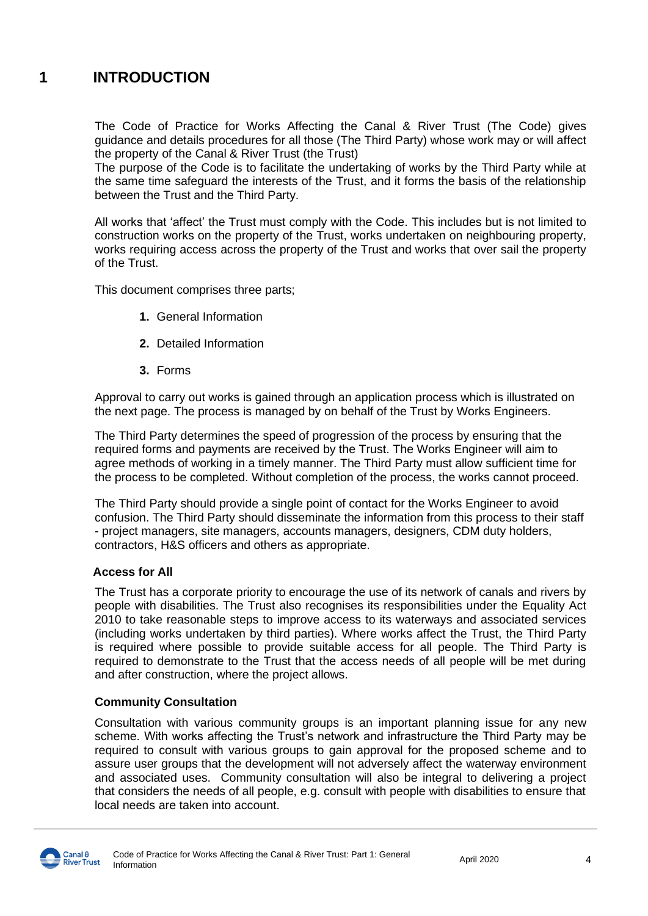# 1 INTRODUCTION

The Code of Practice for Works Affecting the Canal & River Trust (The Code) gives guidance and details procedures for all those (The Third Party) whose work may or will affect the property of the Canal & River Trust (the Trust)

The purpose of the Code is to facilitate the undertaking of works by the Third Party while at the same time safeguard the interests of the Trust, and it forms the basis of the relationship between the Trust and the Third Party.

All works that 'affect' the Trust must comply with the Code. This includes but is not limited to construction works on the property of the Trust, works undertaken on neighbouring property, works requiring access across the property of the Trust and works that over sail the property of the Trust.

This document comprises three parts;

1. General Information
2. Detailed Information
3. Forms

Approval to carry out works is gained through an application process which is illustrated on the next page. The process is managed by on behalf of the Trust by Works Engineers.

The Third Party determines the speed of progression of the process by ensuring that the required forms and payments are received by the Trust. The Works Engineer will aim to agree methods of working in a timely manner. The Third Party must allow sufficient time for the process to be completed. Without completion of the process, the works cannot proceed.

The Third Party should provide a single point of contact for the Works Engineer to avoid confusion. The Third Party should disseminate the information from this process to their staff - project managers, site managers, accounts managers, designers, CDM duty holders, contractors, H&S officers and others as appropriate.

**Access for All**

The Trust has a corporate priority to encourage the use of its network of canals and rivers by people with disabilities. The Trust also recognises its responsibilities under the Equality Act 2010 to take reasonable steps to improve access to its waterways and associated services (including works undertaken by third parties). Where works affect the Trust, the Third Party is required where possible to provide suitable access for all people. The Third Party is required to demonstrate to the Trust that the access needs of all people will be met during and after construction, where the project allows.

**Community Consultation**

Consultation with various community groups is an important planning issue for any new scheme. With works affecting the Trust's network and infrastructure the Third Party may be required to consult with various groups to gain approval for the proposed scheme and to assure user groups that the development will not adversely affect the waterway environment and associated uses. Community consultation will also be integral to delivering a project that considers the needs of all people, e.g. consult with people with disabilities to ensure that local needs are taken into account.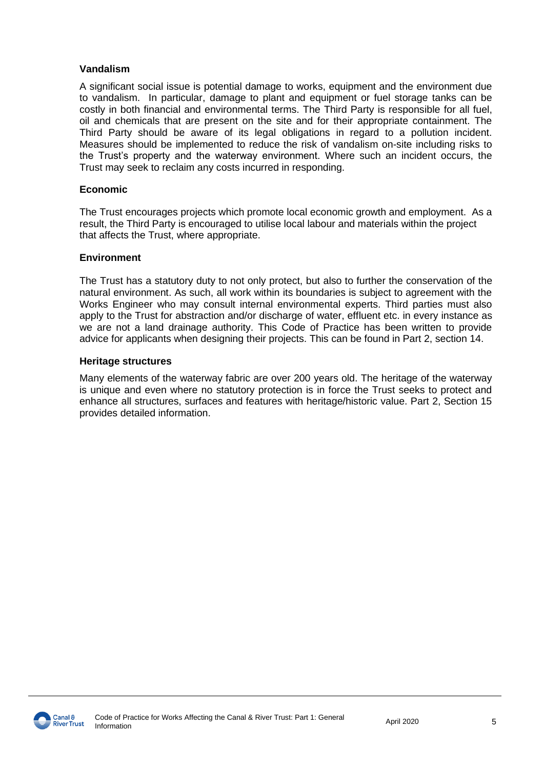### Vandalism

A significant social issue is potential damage to works, equipment and the environment due to vandalism. In particular, damage to plant and equipment or fuel storage tanks can be costly in both financial and environmental terms. The Third Party is responsible for all fuel, oil and chemicals that are present on the site and for their appropriate containment. The Third Party should be aware of its legal obligations in regard to a pollution incident. Measures should be implemented to reduce the risk of vandalism on-site including risks to the Trust's property and the waterway environment. Where such an incident occurs, the Trust may seek to reclaim any costs incurred in responding.

### Economic

The Trust encourages projects which promote local economic growth and employment. As a result, the Third Party is encouraged to utilise local labour and materials within the project that affects the Trust, where appropriate.

### Environment

The Trust has a statutory duty to not only protect, but also to further the conservation of the natural environment. As such, all work within its boundaries is subject to agreement with the Works Engineer who may consult internal environmental experts. Third parties must also apply to the Trust for abstraction and/or discharge of water, effluent etc. in every instance as we are not a land drainage authority. This Code of Practice has been written to provide advice for applicants when designing their projects. This can be found in Part 2, section 14.

### Heritage structures

Many elements of the waterway fabric are over 200 years old. The heritage of the waterway is unique and even where no statutory protection is in force the Trust seeks to protect and enhance all structures, surfaces and features with heritage/historic value. Part 2, Section 15 provides detailed information.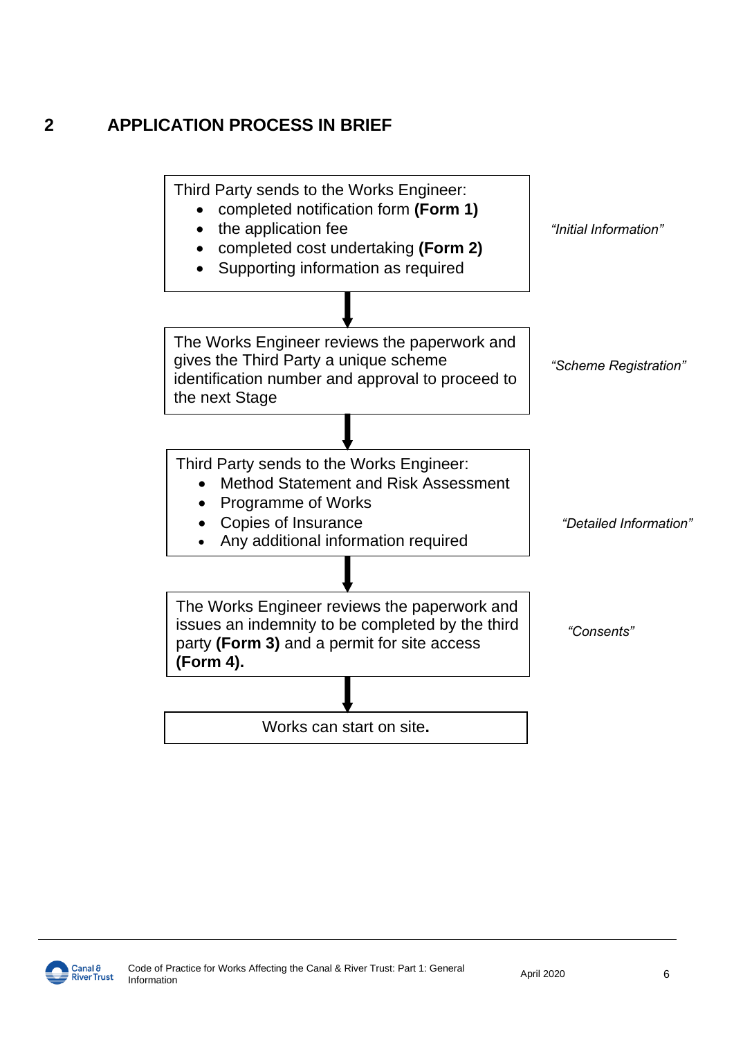## 2 APPLICATION PROCESS IN BRIEF

Third Party sends to the Works Engineer:

- completed notification form **(Form 1)**
- the application fee
- completed cost undertaking **(Form 2)**
- Supporting information as required

*"Initial Information"*

↓

The Works Engineer reviews the paperwork and gives the Third Party a unique scheme identification number and approval to proceed to the next Stage

*"Scheme Registration"*

↓

Third Party sends to the Works Engineer:

- Method Statement and Risk Assessment
- Programme of Works
- Copies of Insurance
- Any additional information required

*"Detailed Information"*

↓

The Works Engineer reviews the paperwork and issues an indemnity to be completed by the third party **(Form 3)** and a permit for site access **(Form 4).**

*"Consents"*

↓

Works can start on site**.**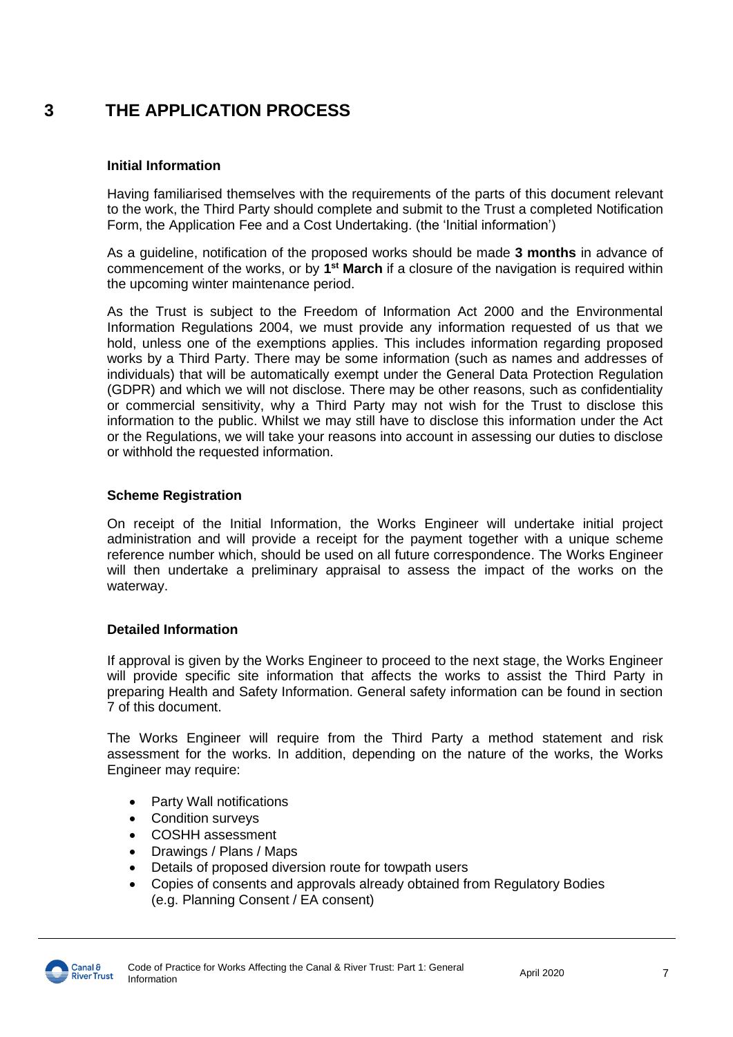# 3 THE APPLICATION PROCESS

**Initial Information**

Having familiarised themselves with the requirements of the parts of this document relevant to the work, the Third Party should complete and submit to the Trust a completed Notification Form, the Application Fee and a Cost Undertaking. (the 'Initial information')

As a guideline, notification of the proposed works should be made **3 months** in advance of commencement of the works, or by **1st March** if a closure of the navigation is required within the upcoming winter maintenance period.

As the Trust is subject to the Freedom of Information Act 2000 and the Environmental Information Regulations 2004, we must provide any information requested of us that we hold, unless one of the exemptions applies. This includes information regarding proposed works by a Third Party. There may be some information (such as names and addresses of individuals) that will be automatically exempt under the General Data Protection Regulation (GDPR) and which we will not disclose. There may be other reasons, such as confidentiality or commercial sensitivity, why a Third Party may not wish for the Trust to disclose this information to the public. Whilst we may still have to disclose this information under the Act or the Regulations, we will take your reasons into account in assessing our duties to disclose or withhold the requested information.

**Scheme Registration**

On receipt of the Initial Information, the Works Engineer will undertake initial project administration and will provide a receipt for the payment together with a unique scheme reference number which, should be used on all future correspondence. The Works Engineer will then undertake a preliminary appraisal to assess the impact of the works on the waterway.

**Detailed Information**

If approval is given by the Works Engineer to proceed to the next stage, the Works Engineer will provide specific site information that affects the works to assist the Third Party in preparing Health and Safety Information. General safety information can be found in section 7 of this document.

The Works Engineer will require from the Third Party a method statement and risk assessment for the works. In addition, depending on the nature of the works, the Works Engineer may require:

- Party Wall notifications
- Condition surveys
- COSHH assessment
- Drawings / Plans / Maps
- Details of proposed diversion route for towpath users
- Copies of consents and approvals already obtained from Regulatory Bodies (e.g. Planning Consent / EA consent)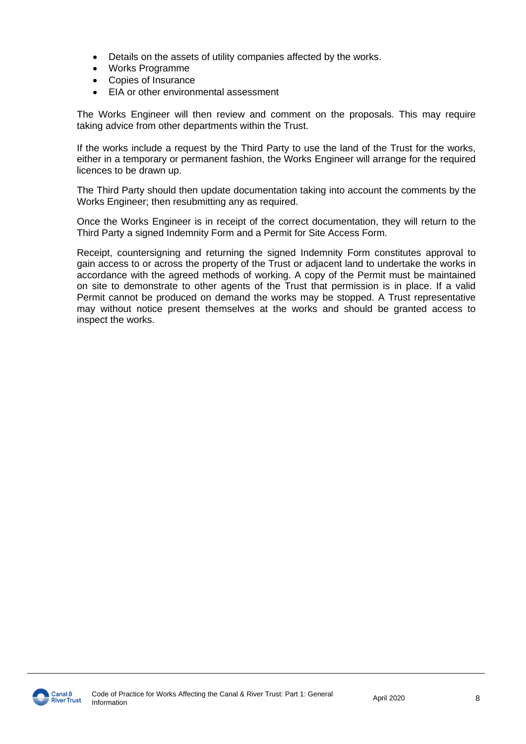- Details on the assets of utility companies affected by the works.
- Works Programme
- Copies of Insurance
- EIA or other environmental assessment

The Works Engineer will then review and comment on the proposals. This may require taking advice from other departments within the Trust.

If the works include a request by the Third Party to use the land of the Trust for the works, either in a temporary or permanent fashion, the Works Engineer will arrange for the required licences to be drawn up.

The Third Party should then update documentation taking into account the comments by the Works Engineer; then resubmitting any as required.

Once the Works Engineer is in receipt of the correct documentation, they will return to the Third Party a signed Indemnity Form and a Permit for Site Access Form.

Receipt, countersigning and returning the signed Indemnity Form constitutes approval to gain access to or across the property of the Trust or adjacent land to undertake the works in accordance with the agreed methods of working. A copy of the Permit must be maintained on site to demonstrate to other agents of the Trust that permission is in place. If a valid Permit cannot be produced on demand the works may be stopped. A Trust representative may without notice present themselves at the works and should be granted access to inspect the works.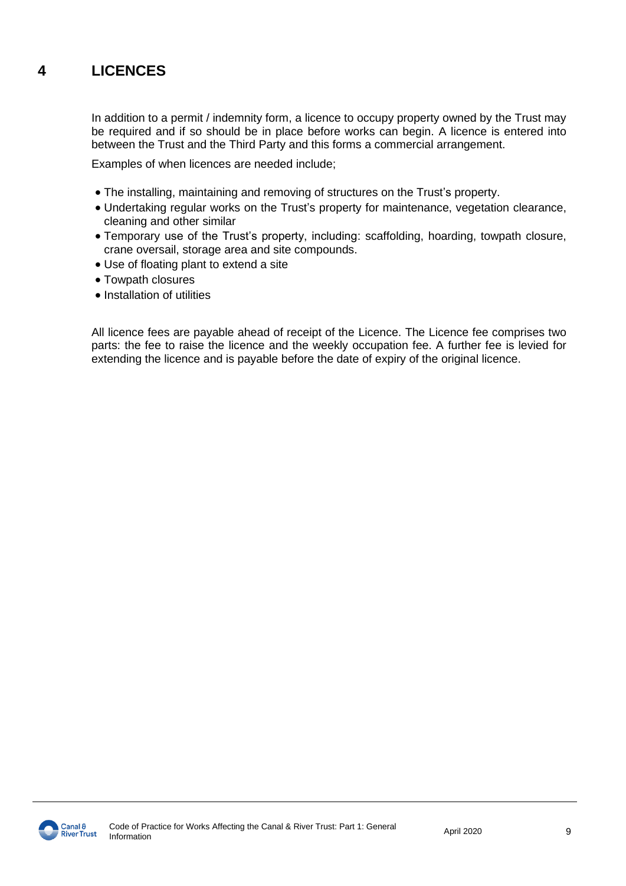# 4 LICENCES

In addition to a permit / indemnity form, a licence to occupy property owned by the Trust may be required and if so should be in place before works can begin. A licence is entered into between the Trust and the Third Party and this forms a commercial arrangement.

Examples of when licences are needed include;

- The installing, maintaining and removing of structures on the Trust's property.
- Undertaking regular works on the Trust's property for maintenance, vegetation clearance, cleaning and other similar
- Temporary use of the Trust's property, including: scaffolding, hoarding, towpath closure, crane oversail, storage area and site compounds.
- Use of floating plant to extend a site
- Towpath closures
- Installation of utilities

All licence fees are payable ahead of receipt of the Licence. The Licence fee comprises two parts: the fee to raise the licence and the weekly occupation fee. A further fee is levied for extending the licence and is payable before the date of expiry of the original licence.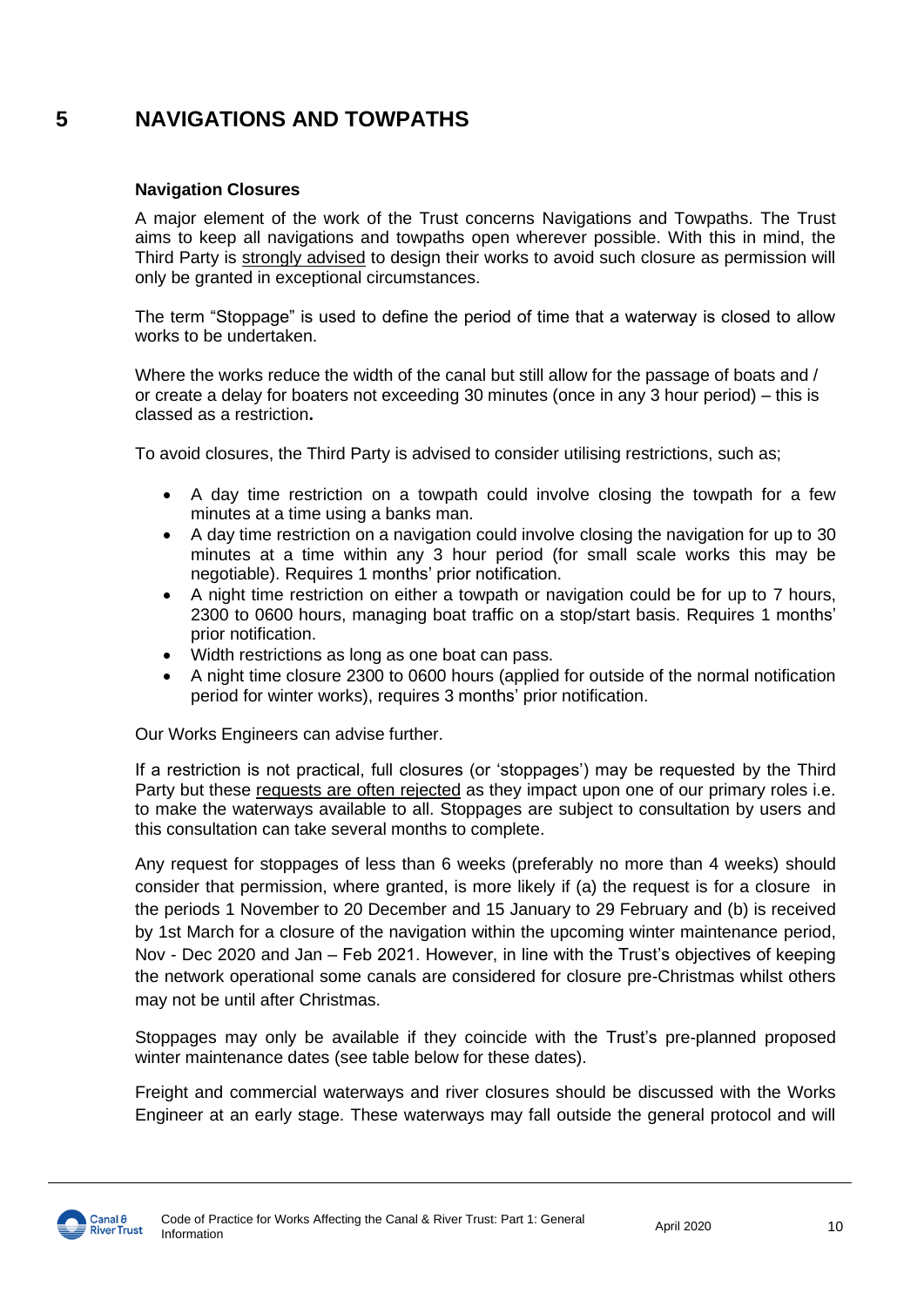# 5 NAVIGATIONS AND TOWPATHS

**Navigation Closures**

A major element of the work of the Trust concerns Navigations and Towpaths. The Trust aims to keep all navigations and towpaths open wherever possible. With this in mind, the Third Party is strongly advised to design their works to avoid such closure as permission will only be granted in exceptional circumstances.

The term "Stoppage" is used to define the period of time that a waterway is closed to allow works to be undertaken.

Where the works reduce the width of the canal but still allow for the passage of boats and / or create a delay for boaters not exceeding 30 minutes (once in any 3 hour period) – this is classed as a restriction**.**

To avoid closures, the Third Party is advised to consider utilising restrictions, such as;

- A day time restriction on a towpath could involve closing the towpath for a few minutes at a time using a banks man.
- A day time restriction on a navigation could involve closing the navigation for up to 30 minutes at a time within any 3 hour period (for small scale works this may be negotiable). Requires 1 months' prior notification.
- A night time restriction on either a towpath or navigation could be for up to 7 hours, 2300 to 0600 hours, managing boat traffic on a stop/start basis. Requires 1 months' prior notification.
- Width restrictions as long as one boat can pass.
- A night time closure 2300 to 0600 hours (applied for outside of the normal notification period for winter works), requires 3 months' prior notification.

Our Works Engineers can advise further.

If a restriction is not practical, full closures (or 'stoppages') may be requested by the Third Party but these requests are often rejected as they impact upon one of our primary roles i.e. to make the waterways available to all. Stoppages are subject to consultation by users and this consultation can take several months to complete.

Any request for stoppages of less than 6 weeks (preferably no more than 4 weeks) should consider that permission, where granted, is more likely if (a) the request is for a closure in the periods 1 November to 20 December and 15 January to 29 February and (b) is received by 1st March for a closure of the navigation within the upcoming winter maintenance period, Nov - Dec 2020 and Jan – Feb 2021. However, in line with the Trust's objectives of keeping the network operational some canals are considered for closure pre-Christmas whilst others may not be until after Christmas.

Stoppages may only be available if they coincide with the Trust's pre-planned proposed winter maintenance dates (see table below for these dates).

Freight and commercial waterways and river closures should be discussed with the Works Engineer at an early stage. These waterways may fall outside the general protocol and will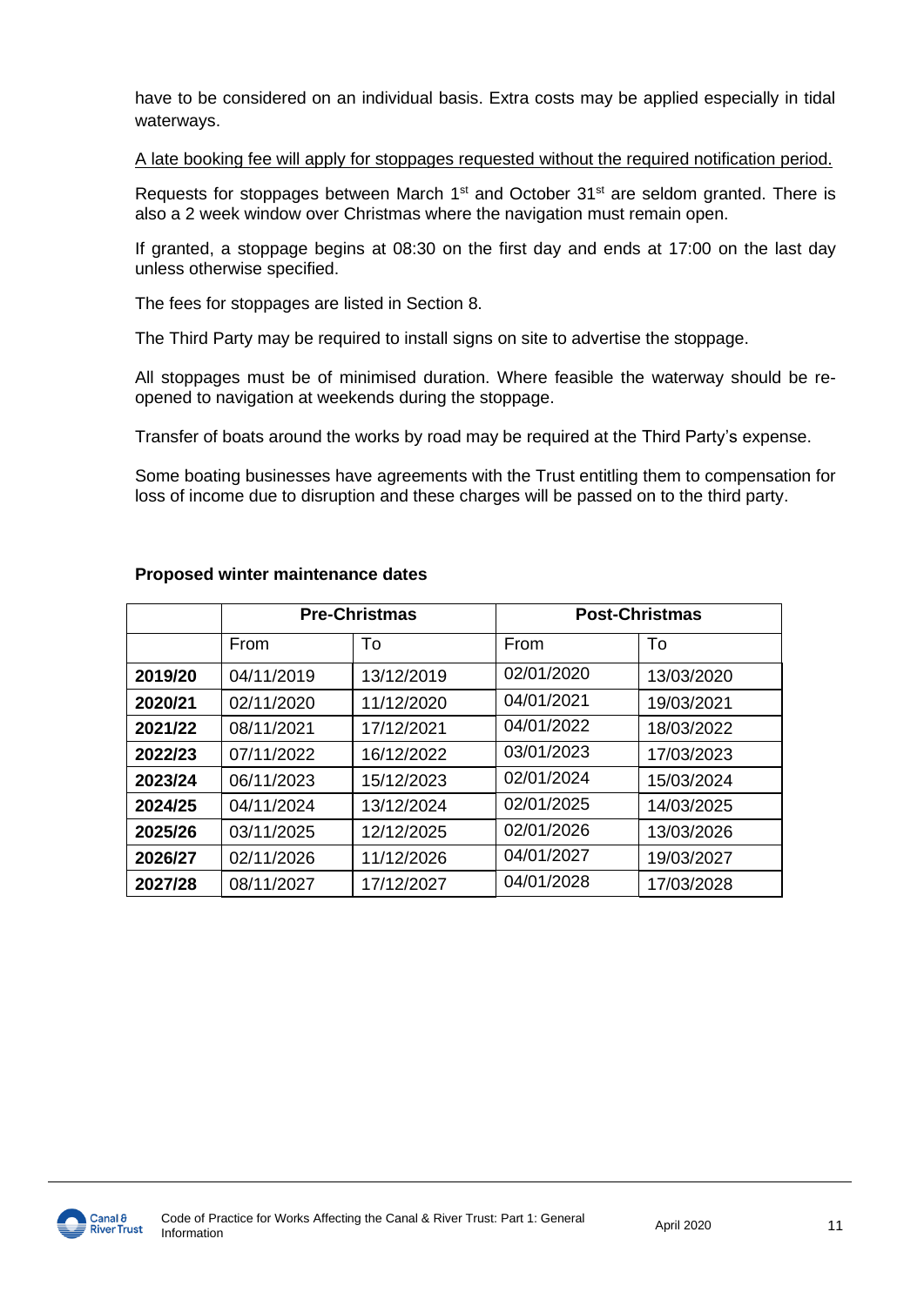have to be considered on an individual basis. Extra costs may be applied especially in tidal waterways.

A late booking fee will apply for stoppages requested without the required notification period.

Requests for stoppages between March 1st and October 31st are seldom granted. There is also a 2 week window over Christmas where the navigation must remain open.

If granted, a stoppage begins at 08:30 on the first day and ends at 17:00 on the last day unless otherwise specified.

The fees for stoppages are listed in Section 8.

The Third Party may be required to install signs on site to advertise the stoppage.

All stoppages must be of minimised duration. Where feasible the waterway should be re-opened to navigation at weekends during the stoppage.

Transfer of boats around the works by road may be required at the Third Party's expense.

Some boating businesses have agreements with the Trust entitling them to compensation for loss of income due to disruption and these charges will be passed on to the third party.

**Proposed winter maintenance dates**

| | Pre-Christmas | | Post-Christmas | |
|---|---|---|---|---|
| | From | To | From | To |
| **2019/20** | 04/11/2019 | 13/12/2019 | 02/01/2020 | 13/03/2020 |
| **2020/21** | 02/11/2020 | 11/12/2020 | 04/01/2021 | 19/03/2021 |
| **2021/22** | 08/11/2021 | 17/12/2021 | 04/01/2022 | 18/03/2022 |
| **2022/23** | 07/11/2022 | 16/12/2022 | 03/01/2023 | 17/03/2023 |
| **2023/24** | 06/11/2023 | 15/12/2023 | 02/01/2024 | 15/03/2024 |
| **2024/25** | 04/11/2024 | 13/12/2024 | 02/01/2025 | 14/03/2025 |
| **2025/26** | 03/11/2025 | 12/12/2025 | 02/01/2026 | 13/03/2026 |
| **2026/27** | 02/11/2026 | 11/12/2026 | 04/01/2027 | 19/03/2027 |
| **2027/28** | 08/11/2027 | 17/12/2027 | 04/01/2028 | 17/03/2028 |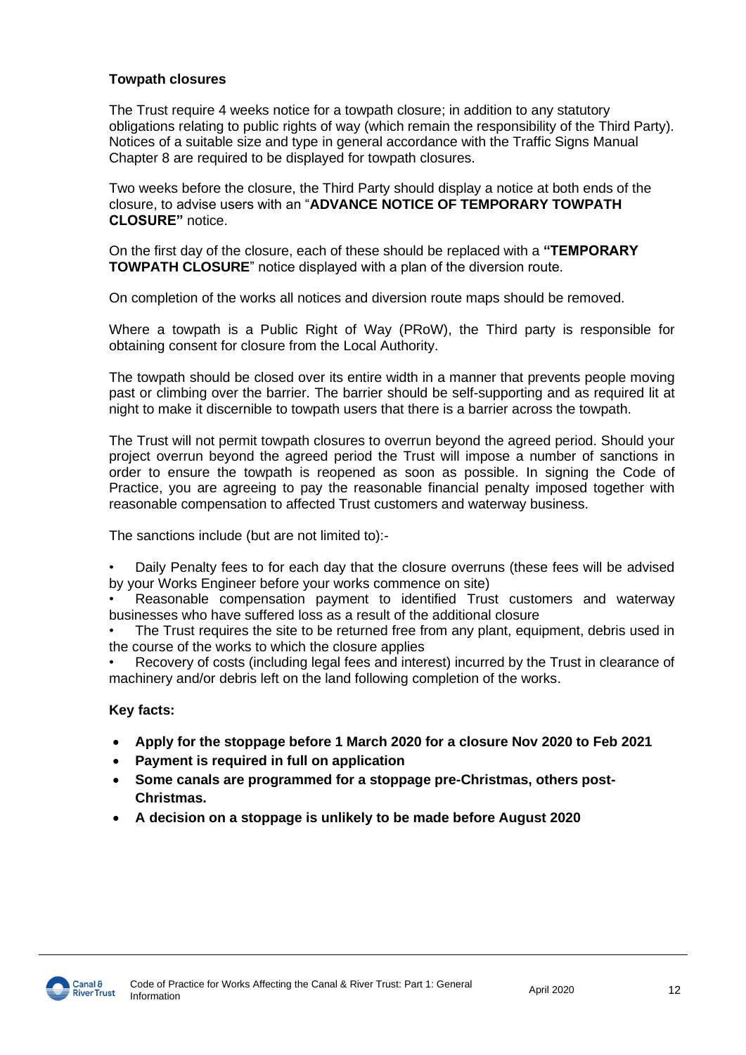### Towpath closures

The Trust require 4 weeks notice for a towpath closure; in addition to any statutory obligations relating to public rights of way (which remain the responsibility of the Third Party). Notices of a suitable size and type in general accordance with the Traffic Signs Manual Chapter 8 are required to be displayed for towpath closures.

Two weeks before the closure, the Third Party should display a notice at both ends of the closure, to advise users with an "**ADVANCE NOTICE OF TEMPORARY TOWPATH CLOSURE"** notice.

On the first day of the closure, each of these should be replaced with a **"TEMPORARY TOWPATH CLOSURE**" notice displayed with a plan of the diversion route.

On completion of the works all notices and diversion route maps should be removed.

Where a towpath is a Public Right of Way (PRoW), the Third party is responsible for obtaining consent for closure from the Local Authority.

The towpath should be closed over its entire width in a manner that prevents people moving past or climbing over the barrier. The barrier should be self-supporting and as required lit at night to make it discernible to towpath users that there is a barrier across the towpath.

The Trust will not permit towpath closures to overrun beyond the agreed period. Should your project overrun beyond the agreed period the Trust will impose a number of sanctions in order to ensure the towpath is reopened as soon as possible. In signing the Code of Practice, you are agreeing to pay the reasonable financial penalty imposed together with reasonable compensation to affected Trust customers and waterway business.

The sanctions include (but are not limited to):-

- Daily Penalty fees to for each day that the closure overruns (these fees will be advised by your Works Engineer before your works commence on site)
- Reasonable compensation payment to identified Trust customers and waterway businesses who have suffered loss as a result of the additional closure
- The Trust requires the site to be returned free from any plant, equipment, debris used in the course of the works to which the closure applies
- Recovery of costs (including legal fees and interest) incurred by the Trust in clearance of machinery and/or debris left on the land following completion of the works.

**Key facts:**

- **Apply for the stoppage before 1 March 2020 for a closure Nov 2020 to Feb 2021**
- **Payment is required in full on application**
- **Some canals are programmed for a stoppage pre-Christmas, others post-Christmas.**
- **A decision on a stoppage is unlikely to be made before August 2020**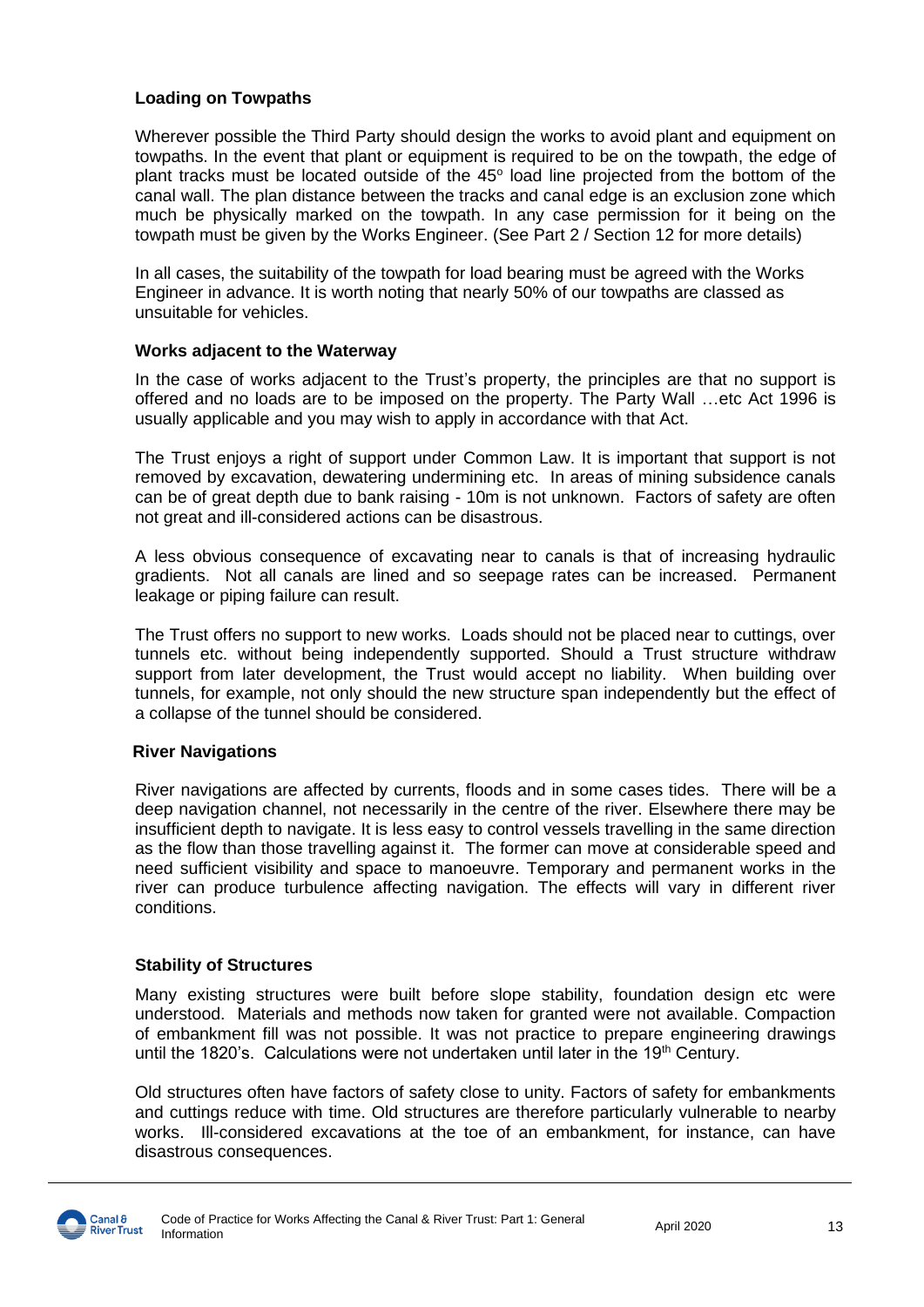**Loading on Towpaths**

Wherever possible the Third Party should design the works to avoid plant and equipment on towpaths. In the event that plant or equipment is required to be on the towpath, the edge of plant tracks must be located outside of the 45° load line projected from the bottom of the canal wall. The plan distance between the tracks and canal edge is an exclusion zone which much be physically marked on the towpath. In any case permission for it being on the towpath must be given by the Works Engineer. (See Part 2 / Section 12 for more details)

In all cases, the suitability of the towpath for load bearing must be agreed with the Works Engineer in advance. It is worth noting that nearly 50% of our towpaths are classed as unsuitable for vehicles.

**Works adjacent to the Waterway**

In the case of works adjacent to the Trust's property, the principles are that no support is offered and no loads are to be imposed on the property. The Party Wall …etc Act 1996 is usually applicable and you may wish to apply in accordance with that Act.

The Trust enjoys a right of support under Common Law. It is important that support is not removed by excavation, dewatering undermining etc. In areas of mining subsidence canals can be of great depth due to bank raising - 10m is not unknown. Factors of safety are often not great and ill-considered actions can be disastrous.

A less obvious consequence of excavating near to canals is that of increasing hydraulic gradients. Not all canals are lined and so seepage rates can be increased. Permanent leakage or piping failure can result.

The Trust offers no support to new works. Loads should not be placed near to cuttings, over tunnels etc. without being independently supported. Should a Trust structure withdraw support from later development, the Trust would accept no liability. When building over tunnels, for example, not only should the new structure span independently but the effect of a collapse of the tunnel should be considered.

**River Navigations**

River navigations are affected by currents, floods and in some cases tides. There will be a deep navigation channel, not necessarily in the centre of the river. Elsewhere there may be insufficient depth to navigate. It is less easy to control vessels travelling in the same direction as the flow than those travelling against it. The former can move at considerable speed and need sufficient visibility and space to manoeuvre. Temporary and permanent works in the river can produce turbulence affecting navigation. The effects will vary in different river conditions.

**Stability of Structures**

Many existing structures were built before slope stability, foundation design etc were understood. Materials and methods now taken for granted were not available. Compaction of embankment fill was not possible. It was not practice to prepare engineering drawings until the 1820's. Calculations were not undertaken until later in the 19th Century.

Old structures often have factors of safety close to unity. Factors of safety for embankments and cuttings reduce with time. Old structures are therefore particularly vulnerable to nearby works. Ill-considered excavations at the toe of an embankment, for instance, can have disastrous consequences.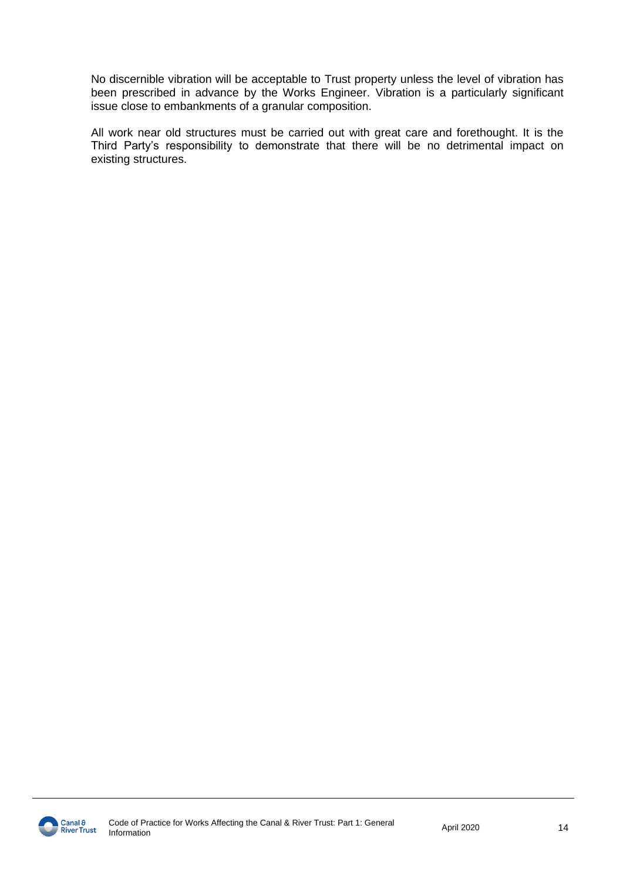No discernible vibration will be acceptable to Trust property unless the level of vibration has been prescribed in advance by the Works Engineer. Vibration is a particularly significant issue close to embankments of a granular composition.

All work near old structures must be carried out with great care and forethought. It is the Third Party's responsibility to demonstrate that there will be no detrimental impact on existing structures.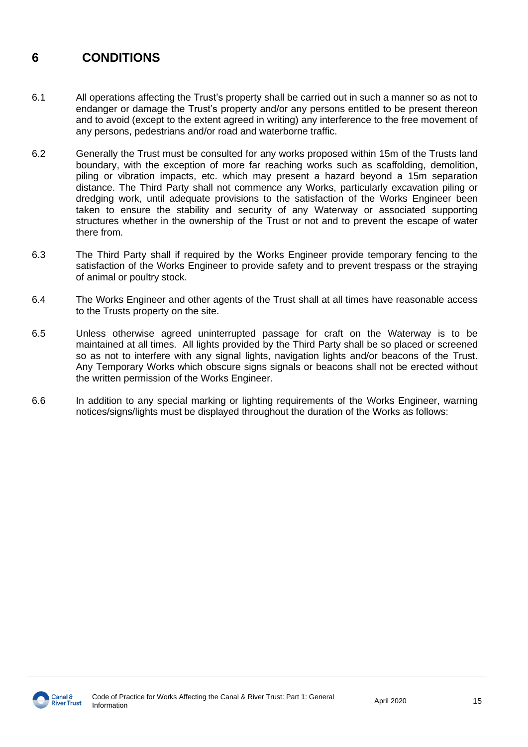# 6 CONDITIONS

6.1 All operations affecting the Trust's property shall be carried out in such a manner so as not to endanger or damage the Trust's property and/or any persons entitled to be present thereon and to avoid (except to the extent agreed in writing) any interference to the free movement of any persons, pedestrians and/or road and waterborne traffic.

6.2 Generally the Trust must be consulted for any works proposed within 15m of the Trusts land boundary, with the exception of more far reaching works such as scaffolding, demolition, piling or vibration impacts, etc. which may present a hazard beyond a 15m separation distance. The Third Party shall not commence any Works, particularly excavation piling or dredging work, until adequate provisions to the satisfaction of the Works Engineer been taken to ensure the stability and security of any Waterway or associated supporting structures whether in the ownership of the Trust or not and to prevent the escape of water there from.

6.3 The Third Party shall if required by the Works Engineer provide temporary fencing to the satisfaction of the Works Engineer to provide safety and to prevent trespass or the straying of animal or poultry stock.

6.4 The Works Engineer and other agents of the Trust shall at all times have reasonable access to the Trusts property on the site.

6.5 Unless otherwise agreed uninterrupted passage for craft on the Waterway is to be maintained at all times. All lights provided by the Third Party shall be so placed or screened so as not to interfere with any signal lights, navigation lights and/or beacons of the Trust. Any Temporary Works which obscure signs signals or beacons shall not be erected without the written permission of the Works Engineer.

6.6 In addition to any special marking or lighting requirements of the Works Engineer, warning notices/signs/lights must be displayed throughout the duration of the Works as follows: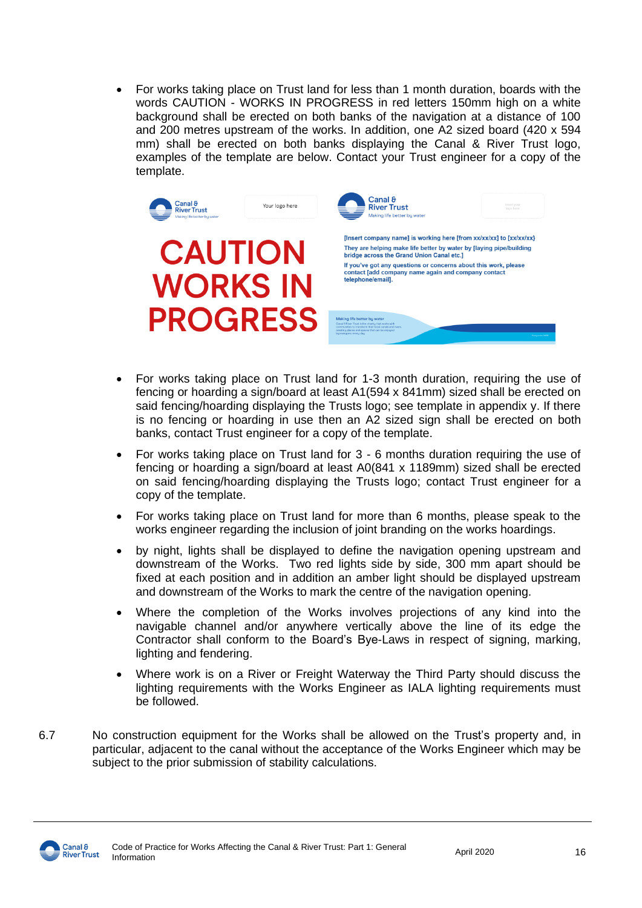- For works taking place on Trust land for less than 1 month duration, boards with the words CAUTION - WORKS IN PROGRESS in red letters 150mm high on a white background shall be erected on both banks of the navigation at a distance of 100 and 200 metres upstream of the works. In addition, one A2 sized board (420 x 594 mm) shall be erected on both banks displaying the Canal & River Trust logo, examples of the template are below. Contact your Trust engineer for a copy of the template.

Canal & River Trust
Making life better by water

Your logo here

CAUTION WORKS IN PROGRESS

Canal & River Trust
Making life better by water

[Insert company name] is working here [from xx/xx/xx] to [xx/xx/xx]
They are helping make life better by water by [laying pipe/building bridge across the Grand Union Canal etc.]
If you've got any questions or concerns about this work, please contact [add company name again and company contact telephone/email].

Making life better by water

- For works taking place on Trust land for 1-3 month duration, requiring the use of fencing or hoarding a sign/board at least A1(594 x 841mm) sized shall be erected on said fencing/hoarding displaying the Trusts logo; see template in appendix y. If there is no fencing or hoarding in use then an A2 sized sign shall be erected on both banks, contact Trust engineer for a copy of the template.
- For works taking place on Trust land for 3 - 6 months duration requiring the use of fencing or hoarding a sign/board at least A0(841 x 1189mm) sized shall be erected on said fencing/hoarding displaying the Trusts logo; contact Trust engineer for a copy of the template.
- For works taking place on Trust land for more than 6 months, please speak to the works engineer regarding the inclusion of joint branding on the works hoardings.
- by night, lights shall be displayed to define the navigation opening upstream and downstream of the Works. Two red lights side by side, 300 mm apart should be fixed at each position and in addition an amber light should be displayed upstream and downstream of the Works to mark the centre of the navigation opening.
- Where the completion of the Works involves projections of any kind into the navigable channel and/or anywhere vertically above the line of its edge the Contractor shall conform to the Board's Bye-Laws in respect of signing, marking, lighting and fendering.
- Where work is on a River or Freight Waterway the Third Party should discuss the lighting requirements with the Works Engineer as IALA lighting requirements must be followed.

6.7 No construction equipment for the Works shall be allowed on the Trust's property and, in particular, adjacent to the canal without the acceptance of the Works Engineer which may be subject to the prior submission of stability calculations.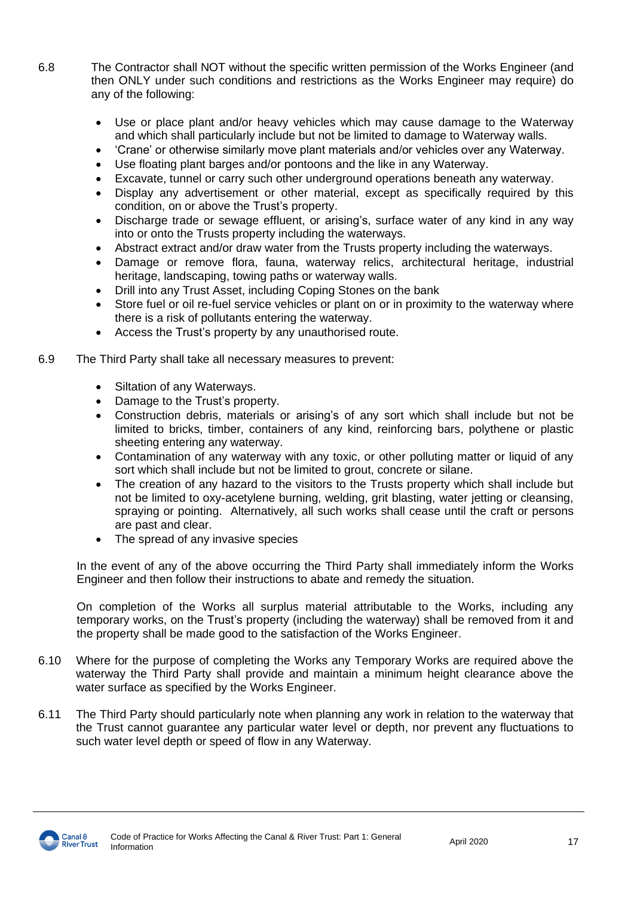6.8 The Contractor shall NOT without the specific written permission of the Works Engineer (and then ONLY under such conditions and restrictions as the Works Engineer may require) do any of the following:

- Use or place plant and/or heavy vehicles which may cause damage to the Waterway and which shall particularly include but not be limited to damage to Waterway walls.
- 'Crane' or otherwise similarly move plant materials and/or vehicles over any Waterway.
- Use floating plant barges and/or pontoons and the like in any Waterway.
- Excavate, tunnel or carry such other underground operations beneath any waterway.
- Display any advertisement or other material, except as specifically required by this condition, on or above the Trust's property.
- Discharge trade or sewage effluent, or arising's, surface water of any kind in any way into or onto the Trusts property including the waterways.
- Abstract extract and/or draw water from the Trusts property including the waterways.
- Damage or remove flora, fauna, waterway relics, architectural heritage, industrial heritage, landscaping, towing paths or waterway walls.
- Drill into any Trust Asset, including Coping Stones on the bank
- Store fuel or oil re-fuel service vehicles or plant on or in proximity to the waterway where there is a risk of pollutants entering the waterway.
- Access the Trust's property by any unauthorised route.

6.9 The Third Party shall take all necessary measures to prevent:

- Siltation of any Waterways.
- Damage to the Trust's property.
- Construction debris, materials or arising's of any sort which shall include but not be limited to bricks, timber, containers of any kind, reinforcing bars, polythene or plastic sheeting entering any waterway.
- Contamination of any waterway with any toxic, or other polluting matter or liquid of any sort which shall include but not be limited to grout, concrete or silane.
- The creation of any hazard to the visitors to the Trusts property which shall include but not be limited to oxy-acetylene burning, welding, grit blasting, water jetting or cleansing, spraying or pointing. Alternatively, all such works shall cease until the craft or persons are past and clear.
- The spread of any invasive species

In the event of any of the above occurring the Third Party shall immediately inform the Works Engineer and then follow their instructions to abate and remedy the situation.

On completion of the Works all surplus material attributable to the Works, including any temporary works, on the Trust's property (including the waterway) shall be removed from it and the property shall be made good to the satisfaction of the Works Engineer.

6.10 Where for the purpose of completing the Works any Temporary Works are required above the waterway the Third Party shall provide and maintain a minimum height clearance above the water surface as specified by the Works Engineer.

6.11 The Third Party should particularly note when planning any work in relation to the waterway that the Trust cannot guarantee any particular water level or depth, nor prevent any fluctuations to such water level depth or speed of flow in any Waterway.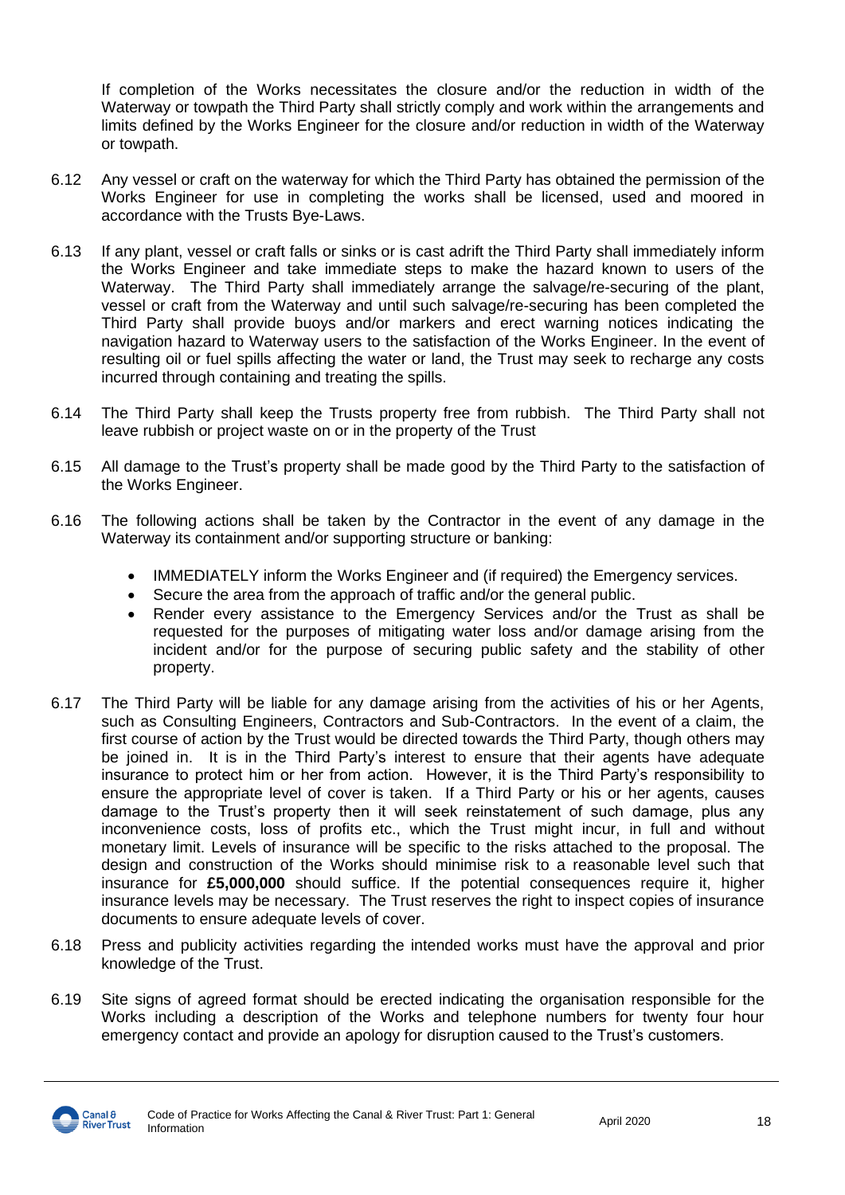If completion of the Works necessitates the closure and/or the reduction in width of the Waterway or towpath the Third Party shall strictly comply and work within the arrangements and limits defined by the Works Engineer for the closure and/or reduction in width of the Waterway or towpath.

6.12 Any vessel or craft on the waterway for which the Third Party has obtained the permission of the Works Engineer for use in completing the works shall be licensed, used and moored in accordance with the Trusts Bye-Laws.

6.13 If any plant, vessel or craft falls or sinks or is cast adrift the Third Party shall immediately inform the Works Engineer and take immediate steps to make the hazard known to users of the Waterway. The Third Party shall immediately arrange the salvage/re-securing of the plant, vessel or craft from the Waterway and until such salvage/re-securing has been completed the Third Party shall provide buoys and/or markers and erect warning notices indicating the navigation hazard to Waterway users to the satisfaction of the Works Engineer. In the event of resulting oil or fuel spills affecting the water or land, the Trust may seek to recharge any costs incurred through containing and treating the spills.

6.14 The Third Party shall keep the Trusts property free from rubbish. The Third Party shall not leave rubbish or project waste on or in the property of the Trust

6.15 All damage to the Trust's property shall be made good by the Third Party to the satisfaction of the Works Engineer.

6.16 The following actions shall be taken by the Contractor in the event of any damage in the Waterway its containment and/or supporting structure or banking:

- IMMEDIATELY inform the Works Engineer and (if required) the Emergency services.
- Secure the area from the approach of traffic and/or the general public.
- Render every assistance to the Emergency Services and/or the Trust as shall be requested for the purposes of mitigating water loss and/or damage arising from the incident and/or for the purpose of securing public safety and the stability of other property.

6.17 The Third Party will be liable for any damage arising from the activities of his or her Agents, such as Consulting Engineers, Contractors and Sub-Contractors. In the event of a claim, the first course of action by the Trust would be directed towards the Third Party, though others may be joined in. It is in the Third Party's interest to ensure that their agents have adequate insurance to protect him or her from action. However, it is the Third Party's responsibility to ensure the appropriate level of cover is taken. If a Third Party or his or her agents, causes damage to the Trust's property then it will seek reinstatement of such damage, plus any inconvenience costs, loss of profits etc., which the Trust might incur, in full and without monetary limit. Levels of insurance will be specific to the risks attached to the proposal. The design and construction of the Works should minimise risk to a reasonable level such that insurance for **£5,000,000** should suffice. If the potential consequences require it, higher insurance levels may be necessary. The Trust reserves the right to inspect copies of insurance documents to ensure adequate levels of cover.

6.18 Press and publicity activities regarding the intended works must have the approval and prior knowledge of the Trust.

6.19 Site signs of agreed format should be erected indicating the organisation responsible for the Works including a description of the Works and telephone numbers for twenty four hour emergency contact and provide an apology for disruption caused to the Trust's customers.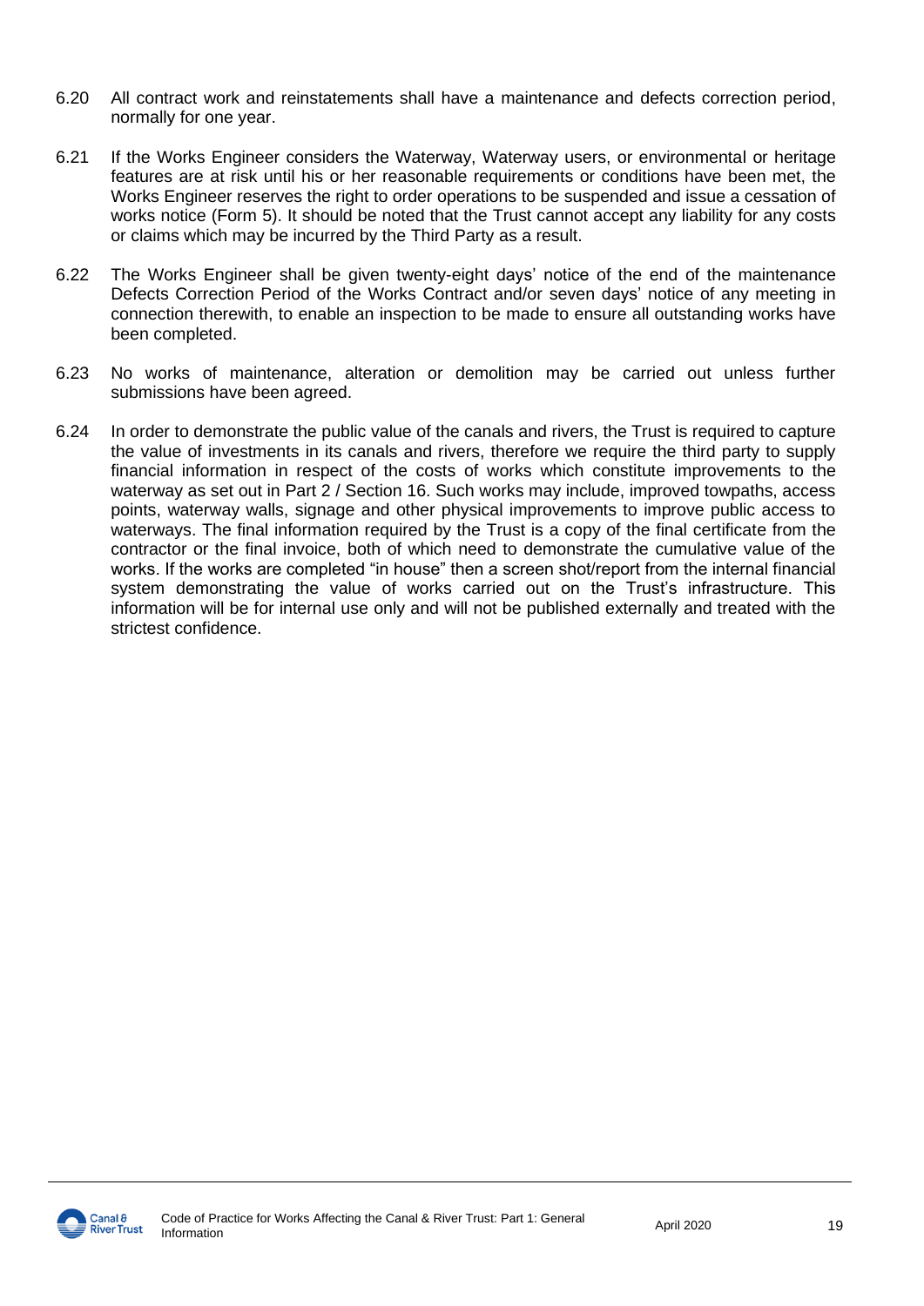6.20 All contract work and reinstatements shall have a maintenance and defects correction period, normally for one year.

6.21 If the Works Engineer considers the Waterway, Waterway users, or environmental or heritage features are at risk until his or her reasonable requirements or conditions have been met, the Works Engineer reserves the right to order operations to be suspended and issue a cessation of works notice (Form 5). It should be noted that the Trust cannot accept any liability for any costs or claims which may be incurred by the Third Party as a result.

6.22 The Works Engineer shall be given twenty-eight days' notice of the end of the maintenance Defects Correction Period of the Works Contract and/or seven days' notice of any meeting in connection therewith, to enable an inspection to be made to ensure all outstanding works have been completed.

6.23 No works of maintenance, alteration or demolition may be carried out unless further submissions have been agreed.

6.24 In order to demonstrate the public value of the canals and rivers, the Trust is required to capture the value of investments in its canals and rivers, therefore we require the third party to supply financial information in respect of the costs of works which constitute improvements to the waterway as set out in Part 2 / Section 16. Such works may include, improved towpaths, access points, waterway walls, signage and other physical improvements to improve public access to waterways. The final information required by the Trust is a copy of the final certificate from the contractor or the final invoice, both of which need to demonstrate the cumulative value of the works. If the works are completed "in house" then a screen shot/report from the internal financial system demonstrating the value of works carried out on the Trust's infrastructure. This information will be for internal use only and will not be published externally and treated with the strictest confidence.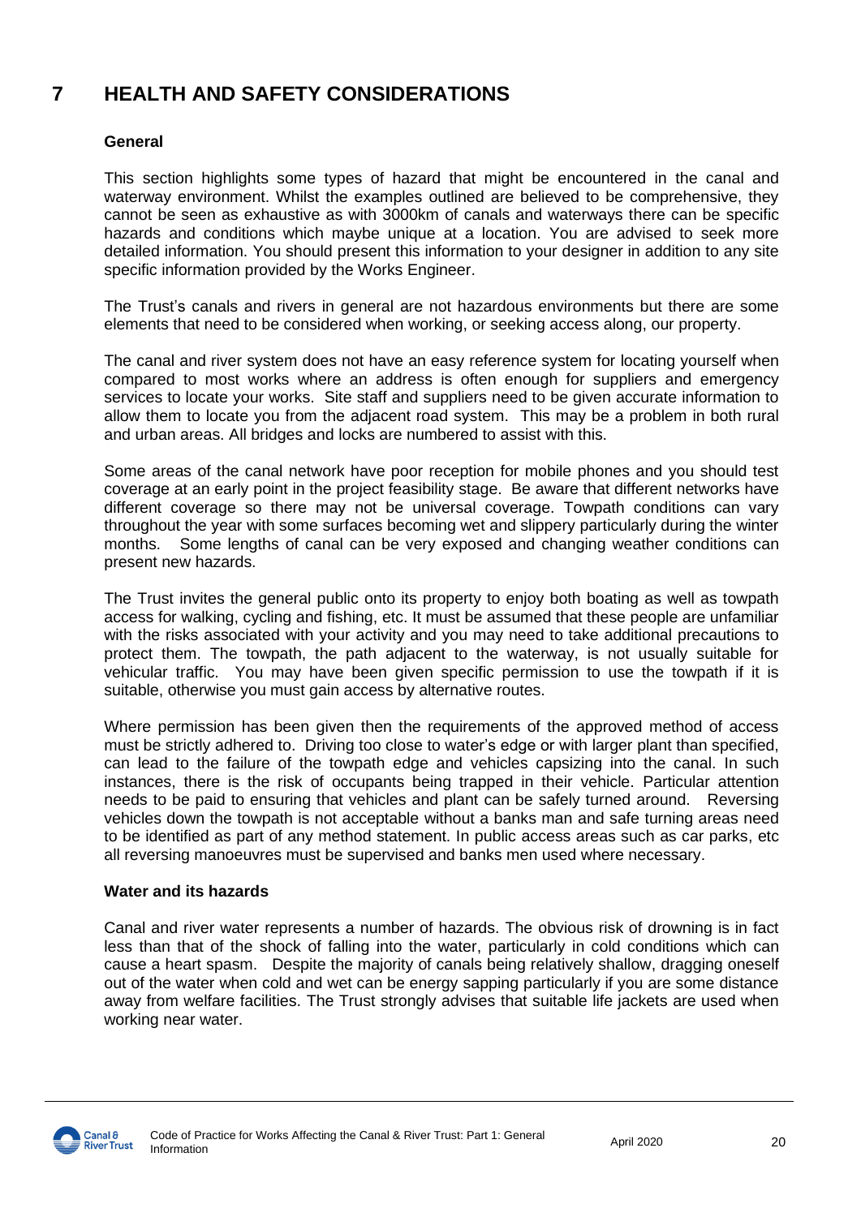# 7 HEALTH AND SAFETY CONSIDERATIONS

### General

This section highlights some types of hazard that might be encountered in the canal and waterway environment. Whilst the examples outlined are believed to be comprehensive, they cannot be seen as exhaustive as with 3000km of canals and waterways there can be specific hazards and conditions which maybe unique at a location. You are advised to seek more detailed information. You should present this information to your designer in addition to any site specific information provided by the Works Engineer.

The Trust's canals and rivers in general are not hazardous environments but there are some elements that need to be considered when working, or seeking access along, our property.

The canal and river system does not have an easy reference system for locating yourself when compared to most works where an address is often enough for suppliers and emergency services to locate your works. Site staff and suppliers need to be given accurate information to allow them to locate you from the adjacent road system. This may be a problem in both rural and urban areas. All bridges and locks are numbered to assist with this.

Some areas of the canal network have poor reception for mobile phones and you should test coverage at an early point in the project feasibility stage. Be aware that different networks have different coverage so there may not be universal coverage. Towpath conditions can vary throughout the year with some surfaces becoming wet and slippery particularly during the winter months. Some lengths of canal can be very exposed and changing weather conditions can present new hazards.

The Trust invites the general public onto its property to enjoy both boating as well as towpath access for walking, cycling and fishing, etc. It must be assumed that these people are unfamiliar with the risks associated with your activity and you may need to take additional precautions to protect them. The towpath, the path adjacent to the waterway, is not usually suitable for vehicular traffic. You may have been given specific permission to use the towpath if it is suitable, otherwise you must gain access by alternative routes.

Where permission has been given then the requirements of the approved method of access must be strictly adhered to. Driving too close to water's edge or with larger plant than specified, can lead to the failure of the towpath edge and vehicles capsizing into the canal. In such instances, there is the risk of occupants being trapped in their vehicle. Particular attention needs to be paid to ensuring that vehicles and plant can be safely turned around. Reversing vehicles down the towpath is not acceptable without a banks man and safe turning areas need to be identified as part of any method statement. In public access areas such as car parks, etc all reversing manoeuvres must be supervised and banks men used where necessary.

### Water and its hazards

Canal and river water represents a number of hazards. The obvious risk of drowning is in fact less than that of the shock of falling into the water, particularly in cold conditions which can cause a heart spasm. Despite the majority of canals being relatively shallow, dragging oneself out of the water when cold and wet can be energy sapping particularly if you are some distance away from welfare facilities. The Trust strongly advises that suitable life jackets are used when working near water.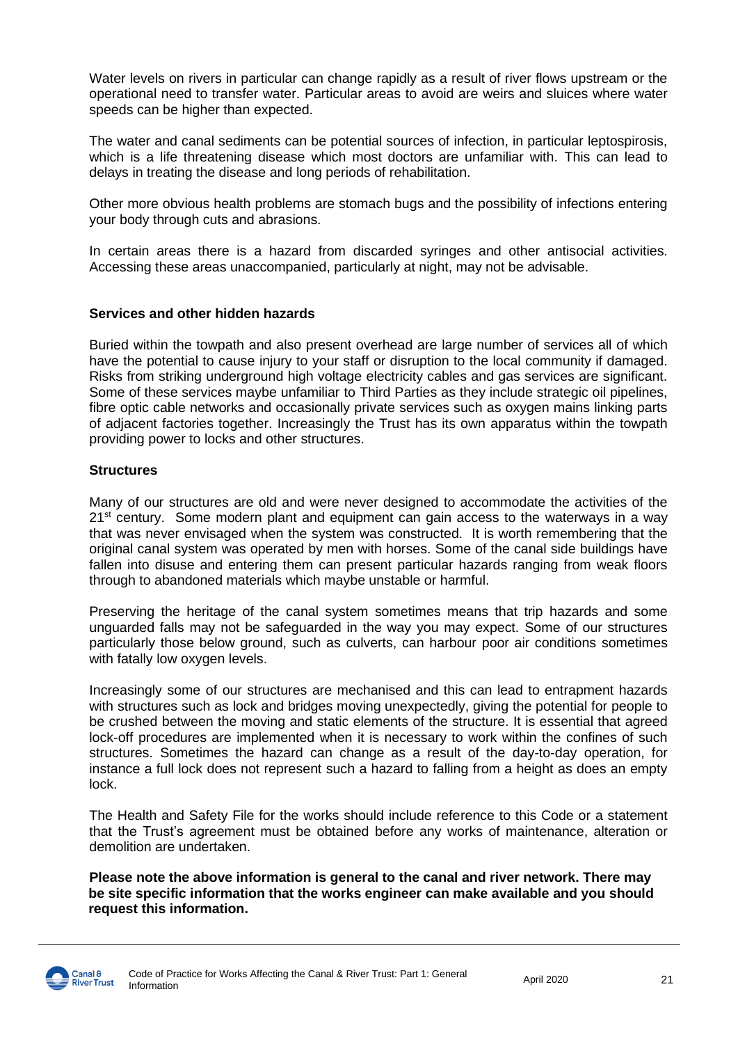Water levels on rivers in particular can change rapidly as a result of river flows upstream or the operational need to transfer water. Particular areas to avoid are weirs and sluices where water speeds can be higher than expected.

The water and canal sediments can be potential sources of infection, in particular leptospirosis, which is a life threatening disease which most doctors are unfamiliar with. This can lead to delays in treating the disease and long periods of rehabilitation.

Other more obvious health problems are stomach bugs and the possibility of infections entering your body through cuts and abrasions.

In certain areas there is a hazard from discarded syringes and other antisocial activities. Accessing these areas unaccompanied, particularly at night, may not be advisable.

**Services and other hidden hazards**

Buried within the towpath and also present overhead are large number of services all of which have the potential to cause injury to your staff or disruption to the local community if damaged. Risks from striking underground high voltage electricity cables and gas services are significant. Some of these services maybe unfamiliar to Third Parties as they include strategic oil pipelines, fibre optic cable networks and occasionally private services such as oxygen mains linking parts of adjacent factories together. Increasingly the Trust has its own apparatus within the towpath providing power to locks and other structures.

**Structures**

Many of our structures are old and were never designed to accommodate the activities of the 21st century. Some modern plant and equipment can gain access to the waterways in a way that was never envisaged when the system was constructed. It is worth remembering that the original canal system was operated by men with horses. Some of the canal side buildings have fallen into disuse and entering them can present particular hazards ranging from weak floors through to abandoned materials which maybe unstable or harmful.

Preserving the heritage of the canal system sometimes means that trip hazards and some unguarded falls may not be safeguarded in the way you may expect. Some of our structures particularly those below ground, such as culverts, can harbour poor air conditions sometimes with fatally low oxygen levels.

Increasingly some of our structures are mechanised and this can lead to entrapment hazards with structures such as lock and bridges moving unexpectedly, giving the potential for people to be crushed between the moving and static elements of the structure. It is essential that agreed lock-off procedures are implemented when it is necessary to work within the confines of such structures. Sometimes the hazard can change as a result of the day-to-day operation, for instance a full lock does not represent such a hazard to falling from a height as does an empty lock.

The Health and Safety File for the works should include reference to this Code or a statement that the Trust's agreement must be obtained before any works of maintenance, alteration or demolition are undertaken.

**Please note the above information is general to the canal and river network. There may be site specific information that the works engineer can make available and you should request this information.**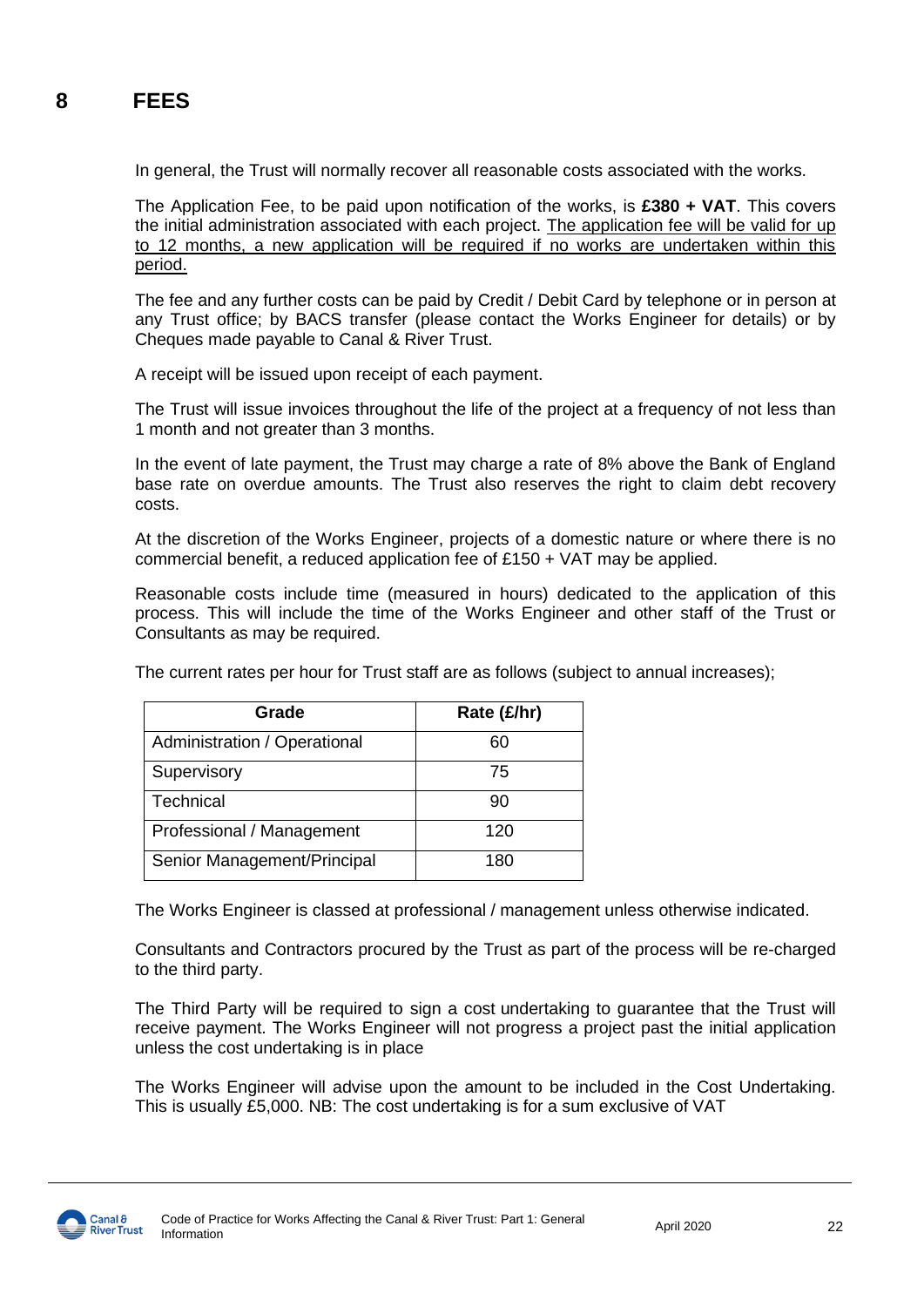# 8 FEES

In general, the Trust will normally recover all reasonable costs associated with the works.

The Application Fee, to be paid upon notification of the works, is **£380 + VAT**. This covers the initial administration associated with each project. The application fee will be valid for up to 12 months, a new application will be required if no works are undertaken within this period.

The fee and any further costs can be paid by Credit / Debit Card by telephone or in person at any Trust office; by BACS transfer (please contact the Works Engineer for details) or by Cheques made payable to Canal & River Trust.

A receipt will be issued upon receipt of each payment.

The Trust will issue invoices throughout the life of the project at a frequency of not less than 1 month and not greater than 3 months.

In the event of late payment, the Trust may charge a rate of 8% above the Bank of England base rate on overdue amounts. The Trust also reserves the right to claim debt recovery costs.

At the discretion of the Works Engineer, projects of a domestic nature or where there is no commercial benefit, a reduced application fee of £150 + VAT may be applied.

Reasonable costs include time (measured in hours) dedicated to the application of this process. This will include the time of the Works Engineer and other staff of the Trust or Consultants as may be required.

The current rates per hour for Trust staff are as follows (subject to annual increases);

| Grade | Rate (£/hr) |
|---|---|
| Administration / Operational | 60 |
| Supervisory | 75 |
| Technical | 90 |
| Professional / Management | 120 |
| Senior Management/Principal | 180 |

The Works Engineer is classed at professional / management unless otherwise indicated.

Consultants and Contractors procured by the Trust as part of the process will be re-charged to the third party.

The Third Party will be required to sign a cost undertaking to guarantee that the Trust will receive payment. The Works Engineer will not progress a project past the initial application unless the cost undertaking is in place

The Works Engineer will advise upon the amount to be included in the Cost Undertaking. This is usually £5,000. NB: The cost undertaking is for a sum exclusive of VAT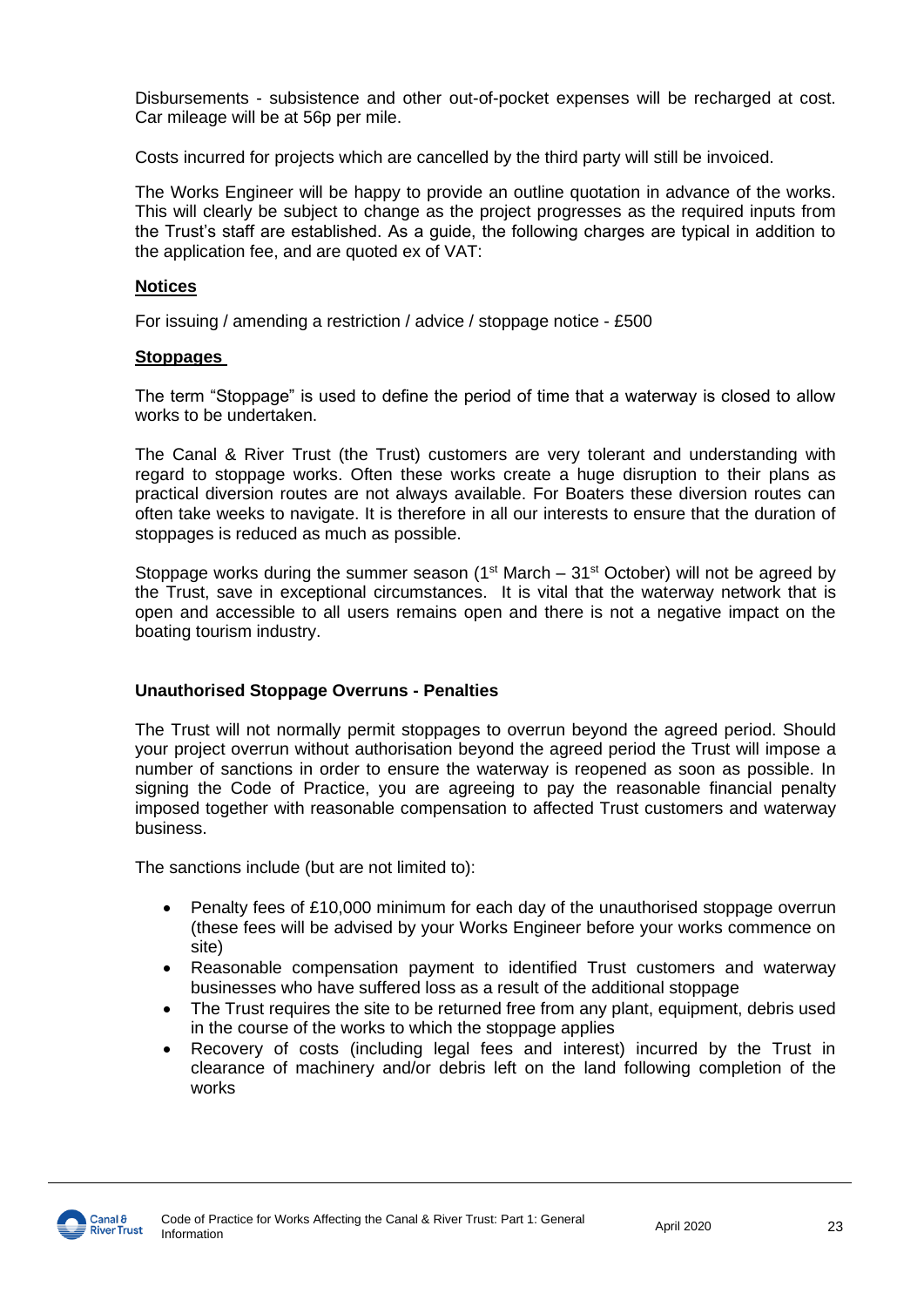Disbursements - subsistence and other out-of-pocket expenses will be recharged at cost. Car mileage will be at 56p per mile.

Costs incurred for projects which are cancelled by the third party will still be invoiced.

The Works Engineer will be happy to provide an outline quotation in advance of the works. This will clearly be subject to change as the project progresses as the required inputs from the Trust's staff are established. As a guide, the following charges are typical in addition to the application fee, and are quoted ex of VAT:

**Notices**

For issuing / amending a restriction / advice / stoppage notice - £500

**Stoppages**

The term "Stoppage" is used to define the period of time that a waterway is closed to allow works to be undertaken.

The Canal & River Trust (the Trust) customers are very tolerant and understanding with regard to stoppage works. Often these works create a huge disruption to their plans as practical diversion routes are not always available. For Boaters these diversion routes can often take weeks to navigate. It is therefore in all our interests to ensure that the duration of stoppages is reduced as much as possible.

Stoppage works during the summer season (1st March – 31st October) will not be agreed by the Trust, save in exceptional circumstances. It is vital that the waterway network that is open and accessible to all users remains open and there is not a negative impact on the boating tourism industry.

**Unauthorised Stoppage Overruns - Penalties**

The Trust will not normally permit stoppages to overrun beyond the agreed period. Should your project overrun without authorisation beyond the agreed period the Trust will impose a number of sanctions in order to ensure the waterway is reopened as soon as possible. In signing the Code of Practice, you are agreeing to pay the reasonable financial penalty imposed together with reasonable compensation to affected Trust customers and waterway business.

The sanctions include (but are not limited to):

- Penalty fees of £10,000 minimum for each day of the unauthorised stoppage overrun (these fees will be advised by your Works Engineer before your works commence on site)
- Reasonable compensation payment to identified Trust customers and waterway businesses who have suffered loss as a result of the additional stoppage
- The Trust requires the site to be returned free from any plant, equipment, debris used in the course of the works to which the stoppage applies
- Recovery of costs (including legal fees and interest) incurred by the Trust in clearance of machinery and/or debris left on the land following completion of the works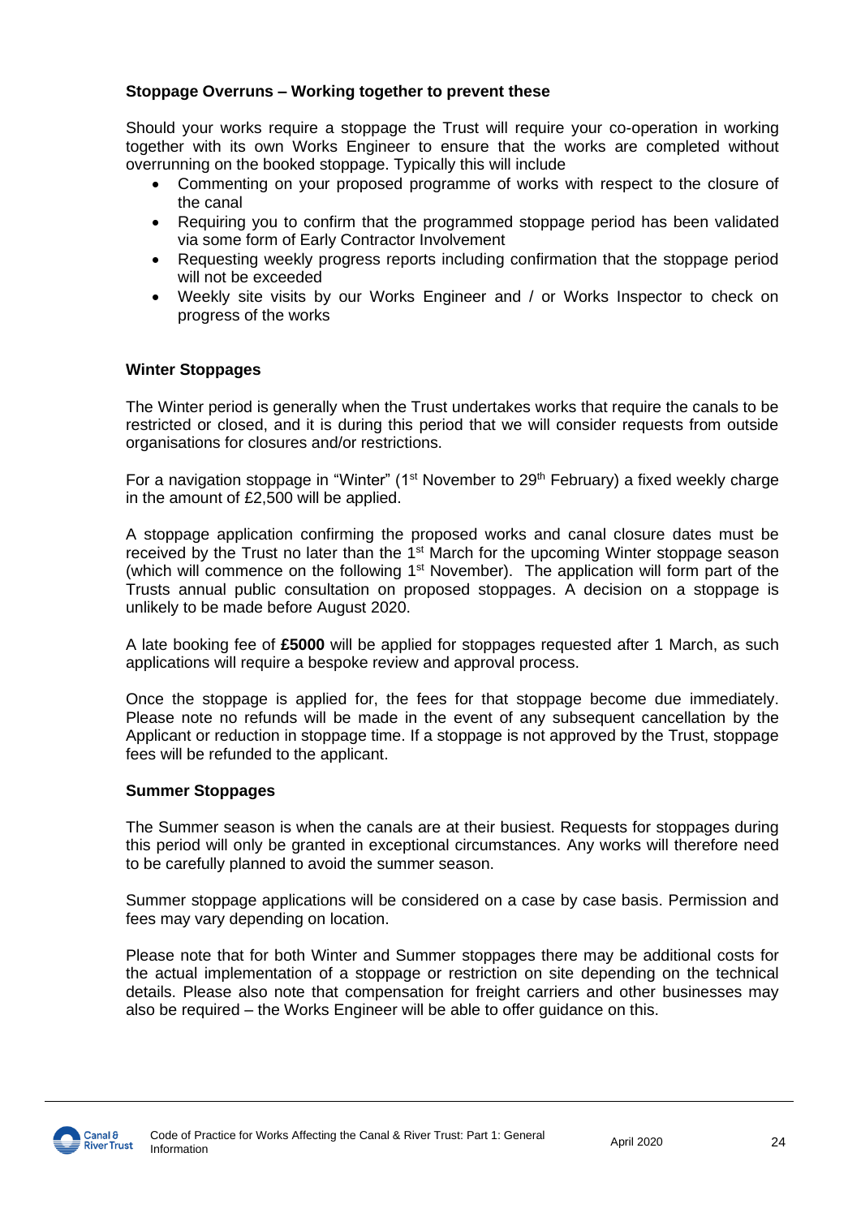**Stoppage Overruns – Working together to prevent these**

Should your works require a stoppage the Trust will require your co-operation in working together with its own Works Engineer to ensure that the works are completed without overrunning on the booked stoppage. Typically this will include

- Commenting on your proposed programme of works with respect to the closure of the canal
- Requiring you to confirm that the programmed stoppage period has been validated via some form of Early Contractor Involvement
- Requesting weekly progress reports including confirmation that the stoppage period will not be exceeded
- Weekly site visits by our Works Engineer and / or Works Inspector to check on progress of the works

**Winter Stoppages**

The Winter period is generally when the Trust undertakes works that require the canals to be restricted or closed, and it is during this period that we will consider requests from outside organisations for closures and/or restrictions.

For a navigation stoppage in "Winter" (1st November to 29th February) a fixed weekly charge in the amount of £2,500 will be applied.

A stoppage application confirming the proposed works and canal closure dates must be received by the Trust no later than the 1st March for the upcoming Winter stoppage season (which will commence on the following 1st November). The application will form part of the Trusts annual public consultation on proposed stoppages. A decision on a stoppage is unlikely to be made before August 2020.

A late booking fee of **£5000** will be applied for stoppages requested after 1 March, as such applications will require a bespoke review and approval process.

Once the stoppage is applied for, the fees for that stoppage become due immediately. Please note no refunds will be made in the event of any subsequent cancellation by the Applicant or reduction in stoppage time. If a stoppage is not approved by the Trust, stoppage fees will be refunded to the applicant.

**Summer Stoppages**

The Summer season is when the canals are at their busiest. Requests for stoppages during this period will only be granted in exceptional circumstances. Any works will therefore need to be carefully planned to avoid the summer season.

Summer stoppage applications will be considered on a case by case basis. Permission and fees may vary depending on location.

Please note that for both Winter and Summer stoppages there may be additional costs for the actual implementation of a stoppage or restriction on site depending on the technical details. Please also note that compensation for freight carriers and other businesses may also be required – the Works Engineer will be able to offer guidance on this.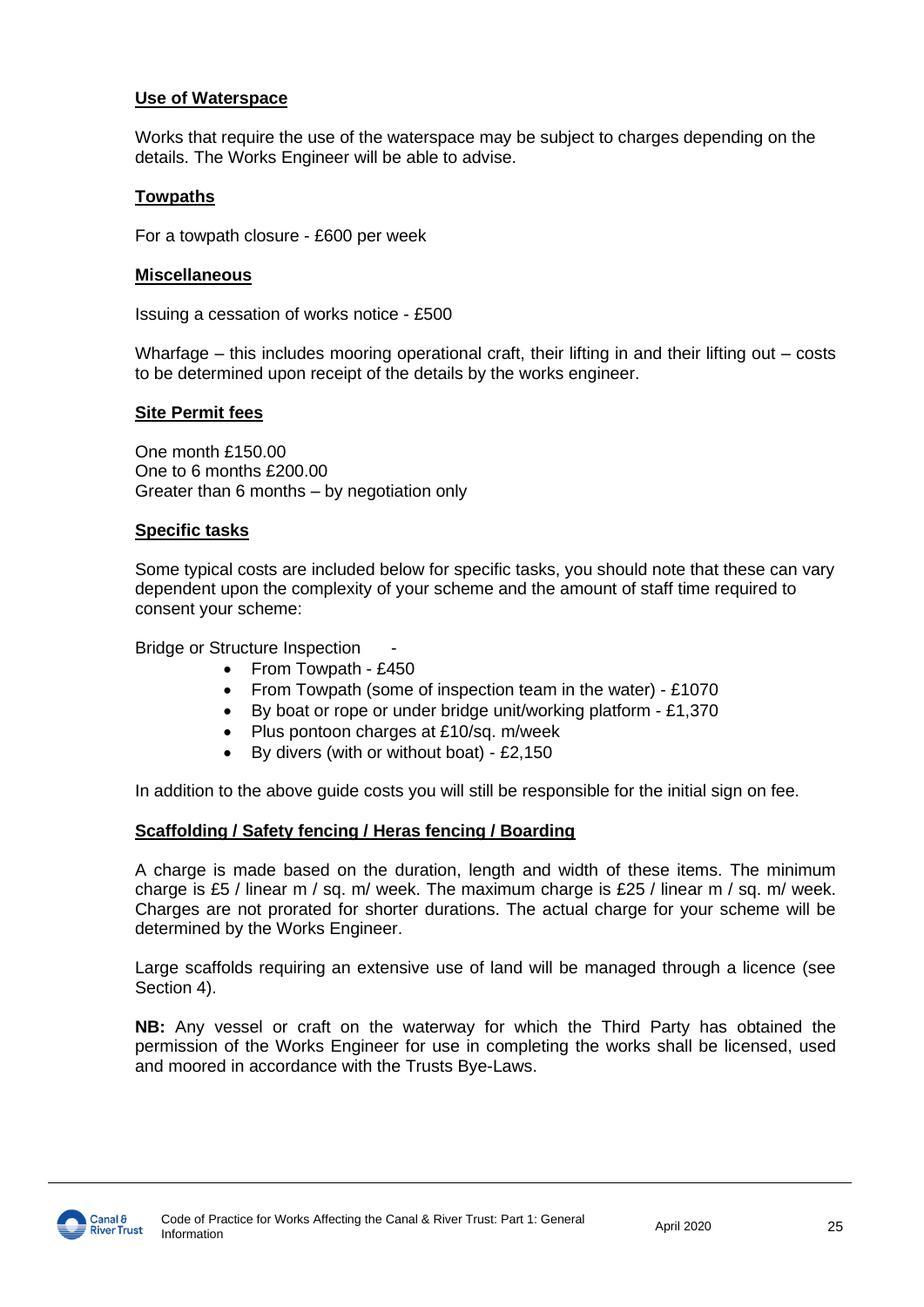**Use of Waterspace**

Works that require the use of the waterspace may be subject to charges depending on the details. The Works Engineer will be able to advise.

**Towpaths**

For a towpath closure - £600 per week

**Miscellaneous**

Issuing a cessation of works notice - £500

Wharfage – this includes mooring operational craft, their lifting in and their lifting out – costs to be determined upon receipt of the details by the works engineer.

**Site Permit fees**

One month £150.00
One to 6 months £200.00
Greater than 6 months – by negotiation only

**Specific tasks**

Some typical costs are included below for specific tasks, you should note that these can vary dependent upon the complexity of your scheme and the amount of staff time required to consent your scheme:

Bridge or Structure Inspection -

- From Towpath - £450
- From Towpath (some of inspection team in the water) - £1070
- By boat or rope or under bridge unit/working platform - £1,370
- Plus pontoon charges at £10/sq. m/week
- By divers (with or without boat) - £2,150

In addition to the above guide costs you will still be responsible for the initial sign on fee.

**Scaffolding / Safety fencing / Heras fencing / Boarding**

A charge is made based on the duration, length and width of these items. The minimum charge is £5 / linear m / sq. m/ week. The maximum charge is £25 / linear m / sq. m/ week. Charges are not prorated for shorter durations. The actual charge for your scheme will be determined by the Works Engineer.

Large scaffolds requiring an extensive use of land will be managed through a licence (see Section 4).

**NB:** Any vessel or craft on the waterway for which the Third Party has obtained the permission of the Works Engineer for use in completing the works shall be licensed, used and moored in accordance with the Trusts Bye-Laws.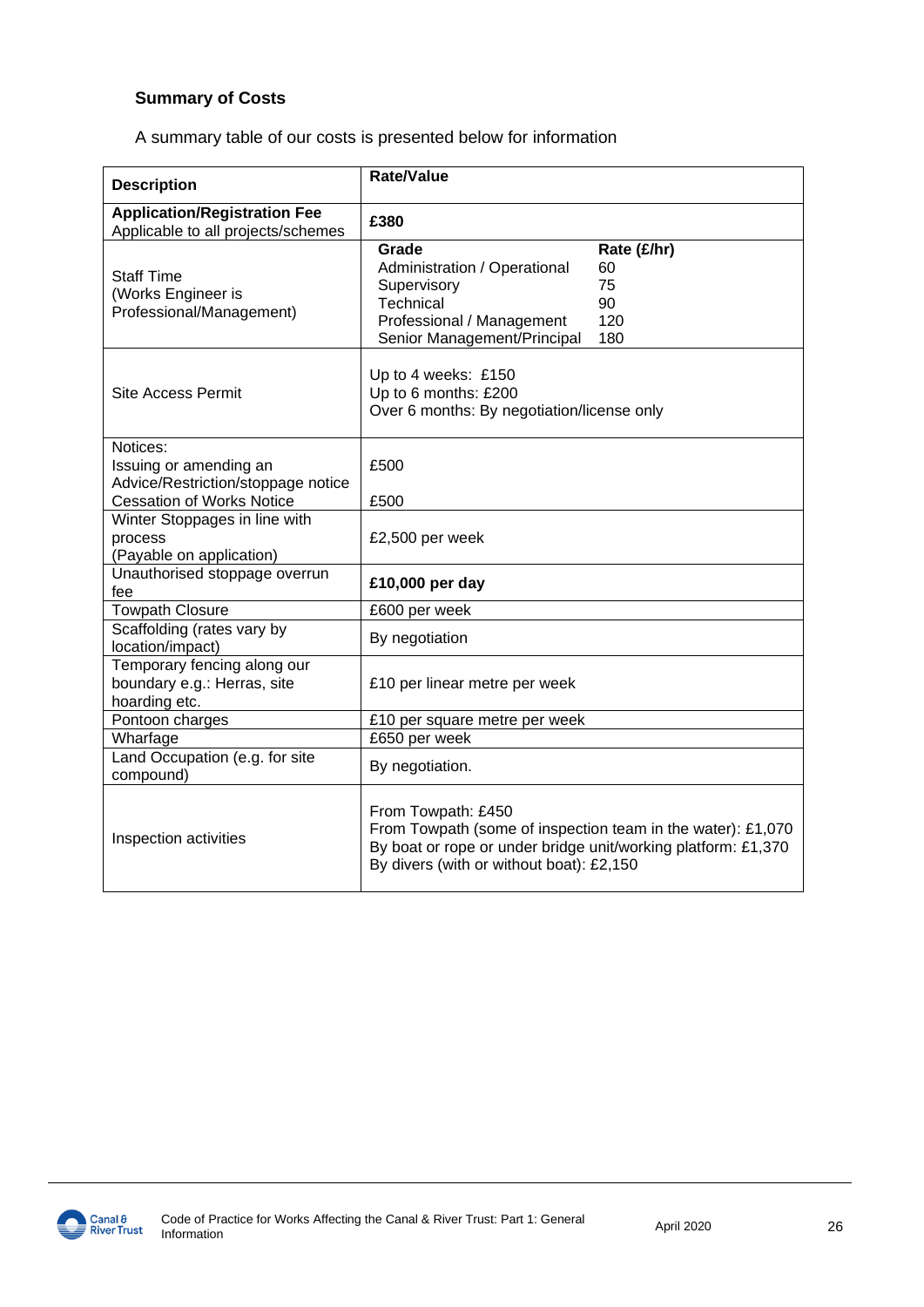**Summary of Costs**

A summary table of our costs is presented below for information

| Description | Rate/Value |
|---|---|
| **Application/Registration Fee**<br>Applicable to all projects/schemes | **£380** |
| Staff Time<br>(Works Engineer is Professional/Management) | **Grade** — **Rate (£/hr)**<br>Administration / Operational — 60<br>Supervisory — 75<br>Technical — 90<br>Professional / Management — 120<br>Senior Management/Principal — 180 |
| Site Access Permit | Up to 4 weeks: £150<br>Up to 6 months: £200<br>Over 6 months: By negotiation/license only |
| Notices:<br>Issuing or amending an Advice/Restriction/stoppage notice<br>Cessation of Works Notice | £500<br><br>£500 |
| Winter Stoppages in line with process<br>(Payable on application) | £2,500 per week |
| Unauthorised stoppage overrun fee | **£10,000 per day** |
| Towpath Closure | £600 per week |
| Scaffolding (rates vary by location/impact) | By negotiation |
| Temporary fencing along our boundary e.g.: Herras, site hoarding etc. | £10 per linear metre per week |
| Pontoon charges | £10 per square metre per week |
| Wharfage | £650 per week |
| Land Occupation (e.g. for site compound) | By negotiation. |
| Inspection activities | From Towpath: £450<br>From Towpath (some of inspection team in the water): £1,070<br>By boat or rope or under bridge unit/working platform: £1,370<br>By divers (with or without boat): £2,150 |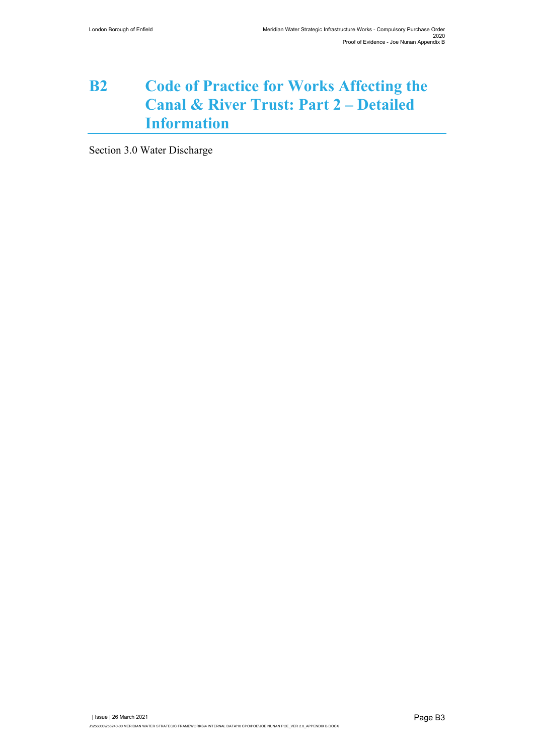# B2 Code of Practice for Works Affecting the Canal & River Trust: Part 2 – Detailed Information

Section 3.0 Water Discharge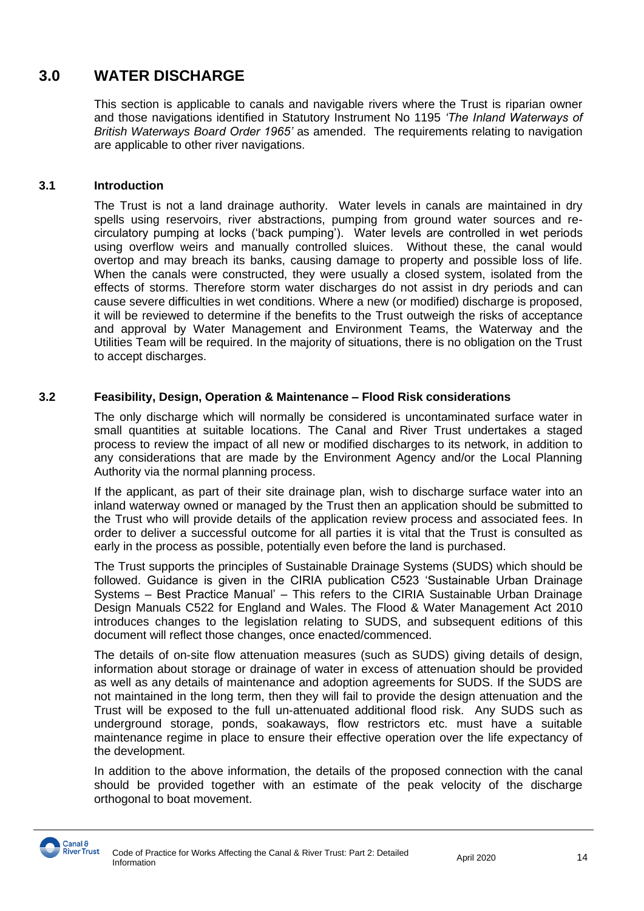# 3.0 WATER DISCHARGE

This section is applicable to canals and navigable rivers where the Trust is riparian owner and those navigations identified in Statutory Instrument No 1195 *'The Inland Waterways of British Waterways Board Order 1965'* as amended. The requirements relating to navigation are applicable to other river navigations.

## 3.1 Introduction

The Trust is not a land drainage authority. Water levels in canals are maintained in dry spells using reservoirs, river abstractions, pumping from ground water sources and re-circulatory pumping at locks ('back pumping'). Water levels are controlled in wet periods using overflow weirs and manually controlled sluices. Without these, the canal would overtop and may breach its banks, causing damage to property and possible loss of life. When the canals were constructed, they were usually a closed system, isolated from the effects of storms. Therefore storm water discharges do not assist in dry periods and can cause severe difficulties in wet conditions. Where a new (or modified) discharge is proposed, it will be reviewed to determine if the benefits to the Trust outweigh the risks of acceptance and approval by Water Management and Environment Teams, the Waterway and the Utilities Team will be required. In the majority of situations, there is no obligation on the Trust to accept discharges.

## 3.2 Feasibility, Design, Operation & Maintenance – Flood Risk considerations

The only discharge which will normally be considered is uncontaminated surface water in small quantities at suitable locations. The Canal and River Trust undertakes a staged process to review the impact of all new or modified discharges to its network, in addition to any considerations that are made by the Environment Agency and/or the Local Planning Authority via the normal planning process.

If the applicant, as part of their site drainage plan, wish to discharge surface water into an inland waterway owned or managed by the Trust then an application should be submitted to the Trust who will provide details of the application review process and associated fees. In order to deliver a successful outcome for all parties it is vital that the Trust is consulted as early in the process as possible, potentially even before the land is purchased.

The Trust supports the principles of Sustainable Drainage Systems (SUDS) which should be followed. Guidance is given in the CIRIA publication C523 'Sustainable Urban Drainage Systems – Best Practice Manual' – This refers to the CIRIA Sustainable Urban Drainage Design Manuals C522 for England and Wales. The Flood & Water Management Act 2010 introduces changes to the legislation relating to SUDS, and subsequent editions of this document will reflect those changes, once enacted/commenced.

The details of on-site flow attenuation measures (such as SUDS) giving details of design, information about storage or drainage of water in excess of attenuation should be provided as well as any details of maintenance and adoption agreements for SUDS. If the SUDS are not maintained in the long term, then they will fail to provide the design attenuation and the Trust will be exposed to the full un-attenuated additional flood risk. Any SUDS such as underground storage, ponds, soakaways, flow restrictors etc. must have a suitable maintenance regime in place to ensure their effective operation over the life expectancy of the development.

In addition to the above information, the details of the proposed connection with the canal should be provided together with an estimate of the peak velocity of the discharge orthogonal to boat movement.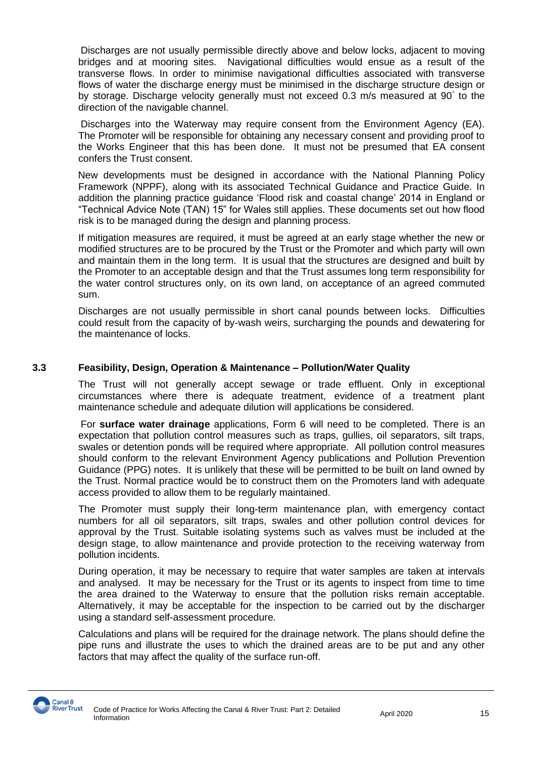Discharges are not usually permissible directly above and below locks, adjacent to moving bridges and at mooring sites. Navigational difficulties would ensue as a result of the transverse flows. In order to minimise navigational difficulties associated with transverse flows of water the discharge energy must be minimised in the discharge structure design or by storage. Discharge velocity generally must not exceed 0.3 m/s measured at 90° to the direction of the navigable channel.

Discharges into the Waterway may require consent from the Environment Agency (EA). The Promoter will be responsible for obtaining any necessary consent and providing proof to the Works Engineer that this has been done. It must not be presumed that EA consent confers the Trust consent.

New developments must be designed in accordance with the National Planning Policy Framework (NPPF), along with its associated Technical Guidance and Practice Guide. In addition the planning practice guidance 'Flood risk and coastal change' 2014 in England or "Technical Advice Note (TAN) 15" for Wales still applies. These documents set out how flood risk is to be managed during the design and planning process.

If mitigation measures are required, it must be agreed at an early stage whether the new or modified structures are to be procured by the Trust or the Promoter and which party will own and maintain them in the long term. It is usual that the structures are designed and built by the Promoter to an acceptable design and that the Trust assumes long term responsibility for the water control structures only, on its own land, on acceptance of an agreed commuted sum.

Discharges are not usually permissible in short canal pounds between locks. Difficulties could result from the capacity of by-wash weirs, surcharging the pounds and dewatering for the maintenance of locks.

### 3.3 Feasibility, Design, Operation & Maintenance – Pollution/Water Quality

The Trust will not generally accept sewage or trade effluent. Only in exceptional circumstances where there is adequate treatment, evidence of a treatment plant maintenance schedule and adequate dilution will applications be considered.

For **surface water drainage** applications, Form 6 will need to be completed. There is an expectation that pollution control measures such as traps, gullies, oil separators, silt traps, swales or detention ponds will be required where appropriate. All pollution control measures should conform to the relevant Environment Agency publications and Pollution Prevention Guidance (PPG) notes. It is unlikely that these will be permitted to be built on land owned by the Trust. Normal practice would be to construct them on the Promoters land with adequate access provided to allow them to be regularly maintained.

The Promoter must supply their long-term maintenance plan, with emergency contact numbers for all oil separators, silt traps, swales and other pollution control devices for approval by the Trust. Suitable isolating systems such as valves must be included at the design stage, to allow maintenance and provide protection to the receiving waterway from pollution incidents.

During operation, it may be necessary to require that water samples are taken at intervals and analysed. It may be necessary for the Trust or its agents to inspect from time to time the area drained to the Waterway to ensure that the pollution risks remain acceptable. Alternatively, it may be acceptable for the inspection to be carried out by the discharger using a standard self-assessment procedure.

Calculations and plans will be required for the drainage network. The plans should define the pipe runs and illustrate the uses to which the drained areas are to be put and any other factors that may affect the quality of the surface run-off.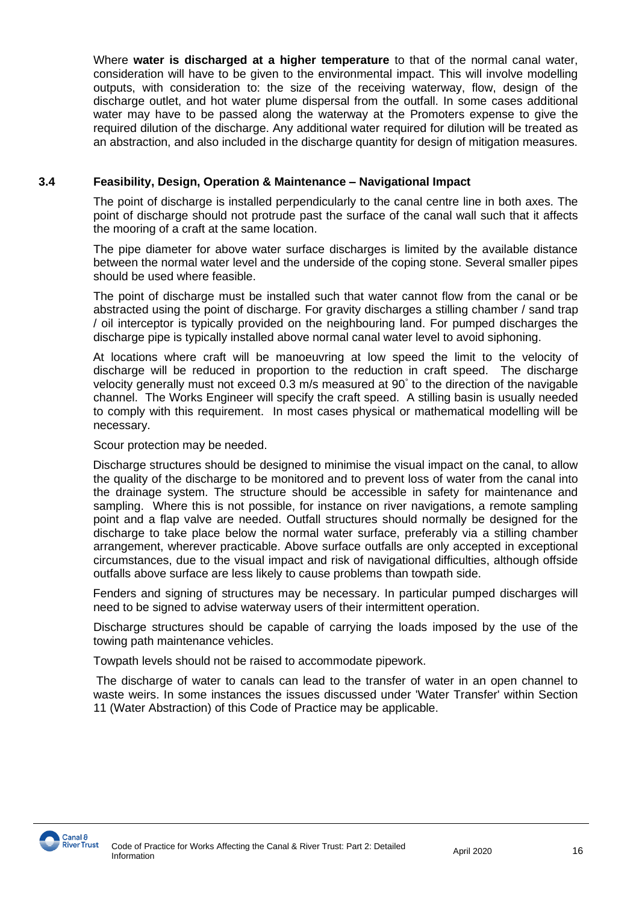Where **water is discharged at a higher temperature** to that of the normal canal water, consideration will have to be given to the environmental impact. This will involve modelling outputs, with consideration to: the size of the receiving waterway, flow, design of the discharge outlet, and hot water plume dispersal from the outfall. In some cases additional water may have to be passed along the waterway at the Promoters expense to give the required dilution of the discharge. Any additional water required for dilution will be treated as an abstraction, and also included in the discharge quantity for design of mitigation measures.

### 3.4 Feasibility, Design, Operation & Maintenance – Navigational Impact

The point of discharge is installed perpendicularly to the canal centre line in both axes. The point of discharge should not protrude past the surface of the canal wall such that it affects the mooring of a craft at the same location.

The pipe diameter for above water surface discharges is limited by the available distance between the normal water level and the underside of the coping stone. Several smaller pipes should be used where feasible.

The point of discharge must be installed such that water cannot flow from the canal or be abstracted using the point of discharge. For gravity discharges a stilling chamber / sand trap / oil interceptor is typically provided on the neighbouring land. For pumped discharges the discharge pipe is typically installed above normal canal water level to avoid siphoning.

At locations where craft will be manoeuvring at low speed the limit to the velocity of discharge will be reduced in proportion to the reduction in craft speed. The discharge velocity generally must not exceed 0.3 m/s measured at 90˚ to the direction of the navigable channel. The Works Engineer will specify the craft speed. A stilling basin is usually needed to comply with this requirement. In most cases physical or mathematical modelling will be necessary.

Scour protection may be needed.

Discharge structures should be designed to minimise the visual impact on the canal, to allow the quality of the discharge to be monitored and to prevent loss of water from the canal into the drainage system. The structure should be accessible in safety for maintenance and sampling. Where this is not possible, for instance on river navigations, a remote sampling point and a flap valve are needed. Outfall structures should normally be designed for the discharge to take place below the normal water surface, preferably via a stilling chamber arrangement, wherever practicable. Above surface outfalls are only accepted in exceptional circumstances, due to the visual impact and risk of navigational difficulties, although offside outfalls above surface are less likely to cause problems than towpath side.

Fenders and signing of structures may be necessary. In particular pumped discharges will need to be signed to advise waterway users of their intermittent operation.

Discharge structures should be capable of carrying the loads imposed by the use of the towing path maintenance vehicles.

Towpath levels should not be raised to accommodate pipework.

The discharge of water to canals can lead to the transfer of water in an open channel to waste weirs. In some instances the issues discussed under 'Water Transfer' within Section 11 (Water Abstraction) of this Code of Practice may be applicable.